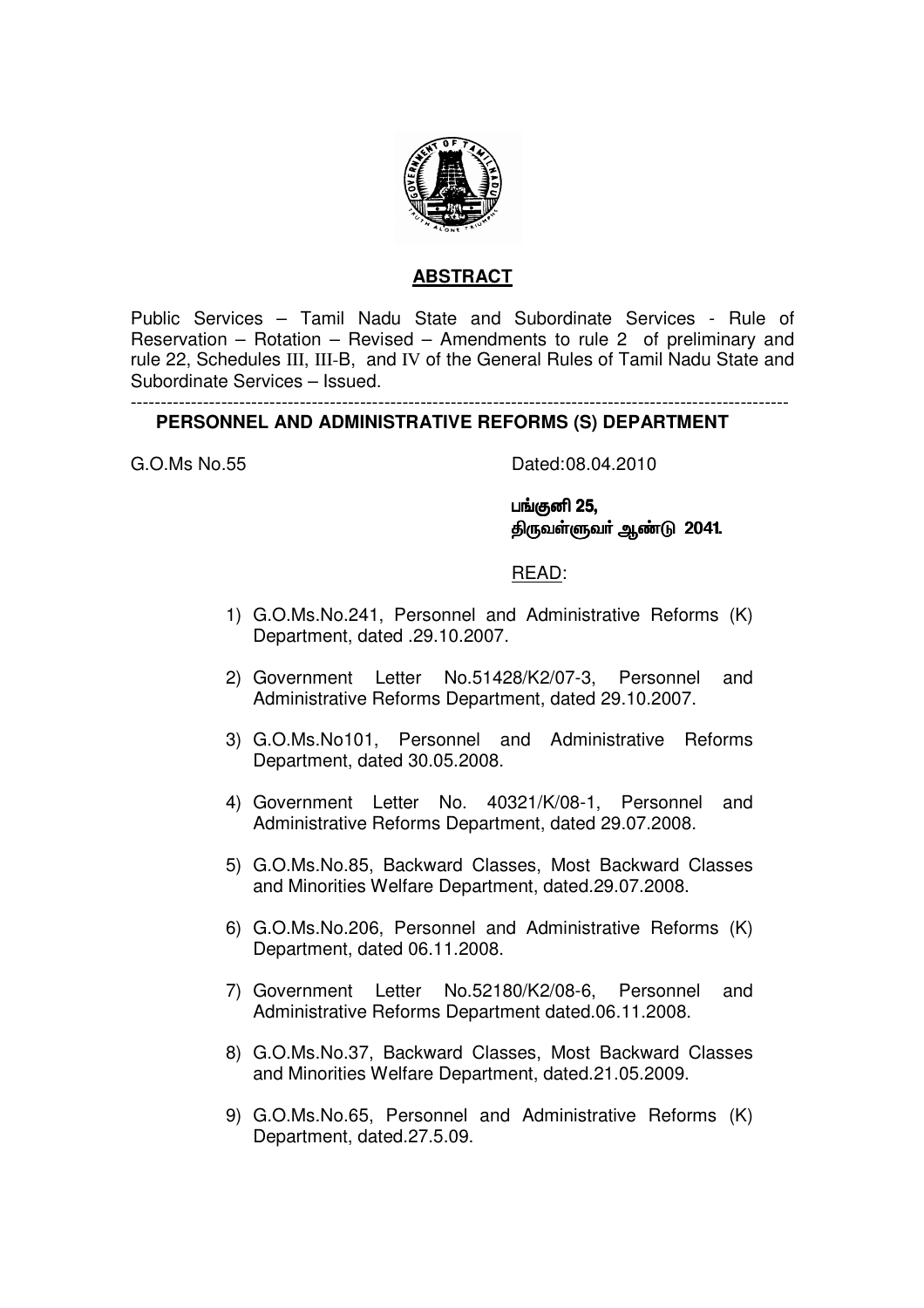## ABSTRACT

Public Services – Tamil Nadu State and Subordinate Services - Rule of Reservation – Rotation – Revised – Amendments to rule 2 of preliminary and rule 22, Schedules III, III-B, and IV of the General Rules of Tamil Nadu State and Subordinate Services – Issued.

---

### PERSONNEL AND ADMINISTRATIVE REFORMS (S) DEPARTMENT

G.O.Ms No.55 Dated:08.04.2010

பங்குனி 25,
திருவள்ளுவர் ஆண்டு 2041.

READ:

1) G.O.Ms.No.241, Personnel and Administrative Reforms (K) Department, dated .29.10.2007.
2) Government Letter No.51428/K2/07-3, Personnel and Administrative Reforms Department, dated 29.10.2007.
3) G.O.Ms.No101, Personnel and Administrative Reforms Department, dated 30.05.2008.
4) Government Letter No. 40321/K/08-1, Personnel and Administrative Reforms Department, dated 29.07.2008.
5) G.O.Ms.No.85, Backward Classes, Most Backward Classes and Minorities Welfare Department, dated.29.07.2008.
6) G.O.Ms.No.206, Personnel and Administrative Reforms (K) Department, dated 06.11.2008.
7) Government Letter No.52180/K2/08-6, Personnel and Administrative Reforms Department dated.06.11.2008.
8) G.O.Ms.No.37, Backward Classes, Most Backward Classes and Minorities Welfare Department, dated.21.05.2009.
9) G.O.Ms.No.65, Personnel and Administrative Reforms (K) Department, dated.27.5.09.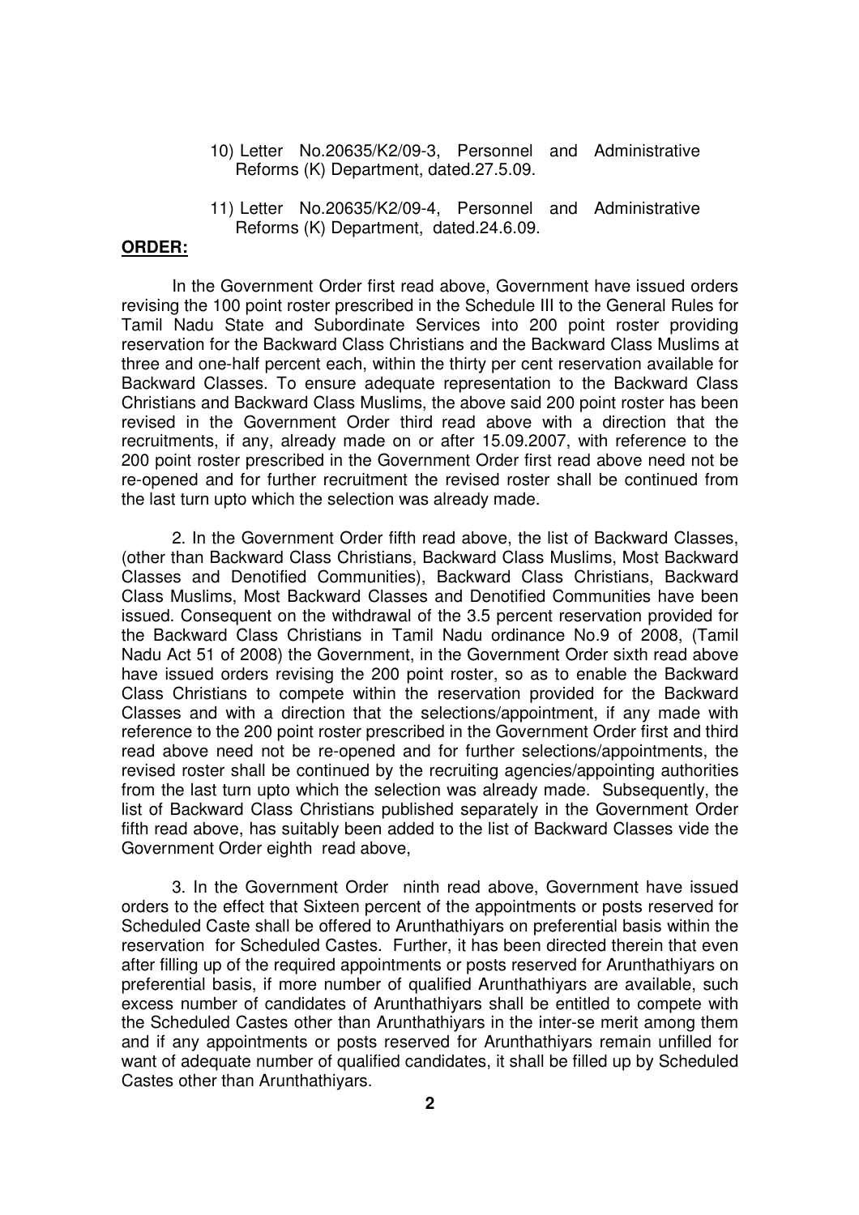10) Letter No.20635/K2/09-3, Personnel and Administrative Reforms (K) Department, dated.27.5.09.

11) Letter No.20635/K2/09-4, Personnel and Administrative Reforms (K) Department, dated.24.6.09.

**ORDER:**

In the Government Order first read above, Government have issued orders revising the 100 point roster prescribed in the Schedule III to the General Rules for Tamil Nadu State and Subordinate Services into 200 point roster providing reservation for the Backward Class Christians and the Backward Class Muslims at three and one-half percent each, within the thirty per cent reservation available for Backward Classes. To ensure adequate representation to the Backward Class Christians and Backward Class Muslims, the above said 200 point roster has been revised in the Government Order third read above with a direction that the recruitments, if any, already made on or after 15.09.2007, with reference to the 200 point roster prescribed in the Government Order first read above need not be re-opened and for further recruitment the revised roster shall be continued from the last turn upto which the selection was already made.

2. In the Government Order fifth read above, the list of Backward Classes, (other than Backward Class Christians, Backward Class Muslims, Most Backward Classes and Denotified Communities), Backward Class Christians, Backward Class Muslims, Most Backward Classes and Denotified Communities have been issued. Consequent on the withdrawal of the 3.5 percent reservation provided for the Backward Class Christians in Tamil Nadu ordinance No.9 of 2008, (Tamil Nadu Act 51 of 2008) the Government, in the Government Order sixth read above have issued orders revising the 200 point roster, so as to enable the Backward Class Christians to compete within the reservation provided for the Backward Classes and with a direction that the selections/appointment, if any made with reference to the 200 point roster prescribed in the Government Order first and third read above need not be re-opened and for further selections/appointments, the revised roster shall be continued by the recruiting agencies/appointing authorities from the last turn upto which the selection was already made. Subsequently, the list of Backward Class Christians published separately in the Government Order fifth read above, has suitably been added to the list of Backward Classes vide the Government Order eighth read above,

3. In the Government Order ninth read above, Government have issued orders to the effect that Sixteen percent of the appointments or posts reserved for Scheduled Caste shall be offered to Arunthathiyars on preferential basis within the reservation for Scheduled Castes. Further, it has been directed therein that even after filling up of the required appointments or posts reserved for Arunthathiyars on preferential basis, if more number of qualified Arunthathiyars are available, such excess number of candidates of Arunthathiyars shall be entitled to compete with the Scheduled Castes other than Arunthathiyars in the inter-se merit among them and if any appointments or posts reserved for Arunthathiyars remain unfilled for want of adequate number of qualified candidates, it shall be filled up by Scheduled Castes other than Arunthathiyars.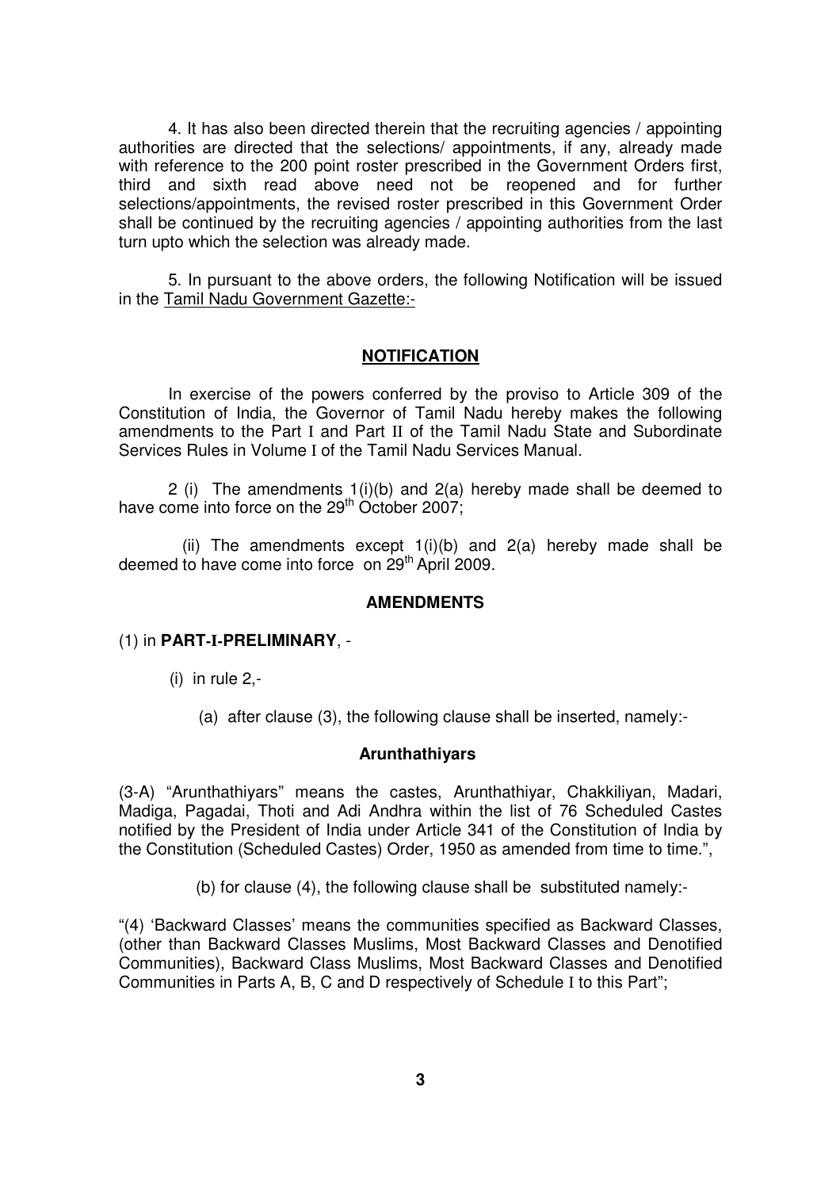4. It has also been directed therein that the recruiting agencies / appointing authorities are directed that the selections/ appointments, if any, already made with reference to the 200 point roster prescribed in the Government Orders first, third and sixth read above need not be reopened and for further selections/appointments, the revised roster prescribed in this Government Order shall be continued by the recruiting agencies / appointing authorities from the last turn upto which the selection was already made.

5. In pursuant to the above orders, the following Notification will be issued in the Tamil Nadu Government Gazette:-

## NOTIFICATION

In exercise of the powers conferred by the proviso to Article 309 of the Constitution of India, the Governor of Tamil Nadu hereby makes the following amendments to the Part I and Part II of the Tamil Nadu State and Subordinate Services Rules in Volume I of the Tamil Nadu Services Manual.

2 (i) The amendments 1(i)(b) and 2(a) hereby made shall be deemed to have come into force on the 29th October 2007;

(ii) The amendments except 1(i)(b) and 2(a) hereby made shall be deemed to have come into force on 29th April 2009.

### AMENDMENTS

(1) in **PART-I-PRELIMINARY**, -

(i) in rule 2,-

(a) after clause (3), the following clause shall be inserted, namely:-

**Arunthathiyars**

(3-A) "Arunthathiyars" means the castes, Arunthathiyar, Chakkiliyan, Madari, Madiga, Pagadai, Thoti and Adi Andhra within the list of 76 Scheduled Castes notified by the President of India under Article 341 of the Constitution of India by the Constitution (Scheduled Castes) Order, 1950 as amended from time to time.",

(b) for clause (4), the following clause shall be substituted namely:-

"(4) 'Backward Classes' means the communities specified as Backward Classes, (other than Backward Classes Muslims, Most Backward Classes and Denotified Communities), Backward Class Muslims, Most Backward Classes and Denotified Communities in Parts A, B, C and D respectively of Schedule I to this Part";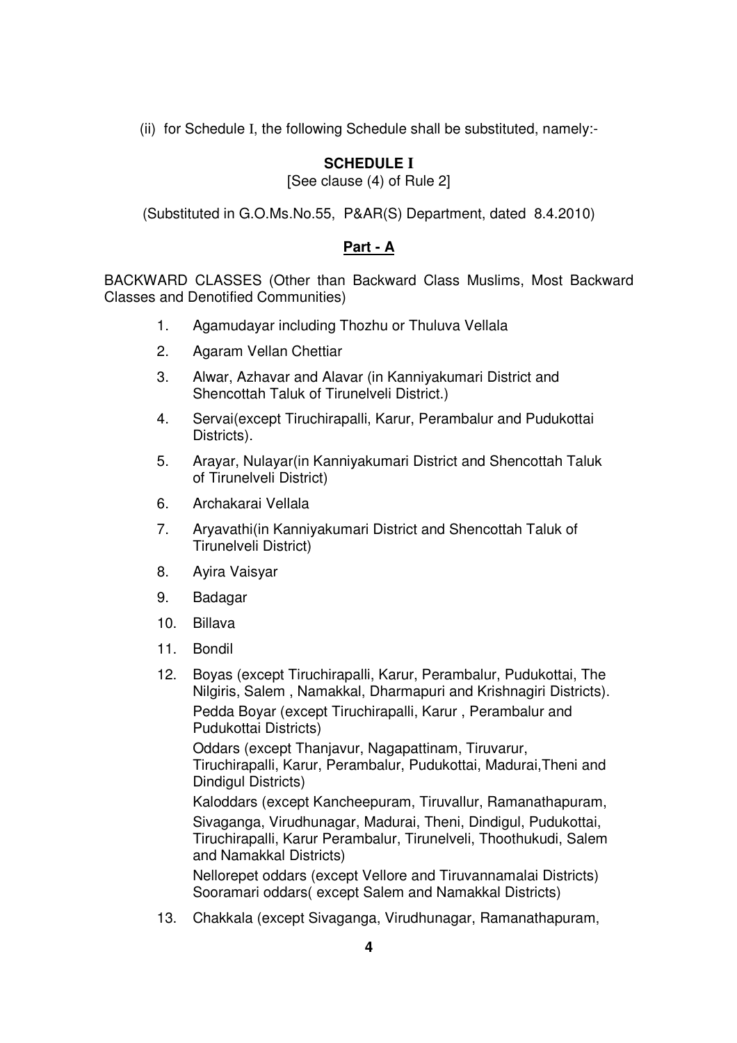(ii) for Schedule I, the following Schedule shall be substituted, namely:-

**SCHEDULE I**

[See clause (4) of Rule 2]

(Substituted in G.O.Ms.No.55, P&AR(S) Department, dated 8.4.2010)

**Part - A**

BACKWARD CLASSES (Other than Backward Class Muslims, Most Backward Classes and Denotified Communities)

1. Agamudayar including Thozhu or Thuluva Vellala
2. Agaram Vellan Chettiar
3. Alwar, Azhavar and Alavar (in Kanniyakumari District and Shencottah Taluk of Tirunelveli District.)
4. Servai(except Tiruchirapalli, Karur, Perambalur and Pudukottai Districts).
5. Arayar, Nulayar(in Kanniyakumari District and Shencottah Taluk of Tirunelveli District)
6. Archakarai Vellala
7. Aryavathi(in Kanniyakumari District and Shencottah Taluk of Tirunelveli District)
8. Ayira Vaisyar
9. Badagar
10. Billava
11. Bondil
12. Boyas (except Tiruchirapalli, Karur, Perambalur, Pudukottai, The Nilgiris, Salem , Namakkal, Dharmapuri and Krishnagiri Districts).
    Pedda Boyar (except Tiruchirapalli, Karur , Perambalur and Pudukottai Districts)
    Oddars (except Thanjavur, Nagapattinam, Tiruvarur, Tiruchirapalli, Karur, Perambalur, Pudukottai, Madurai,Theni and Dindigul Districts)
    Kaloddars (except Kancheepuram, Tiruvallur, Ramanathapuram, Sivaganga, Virudhunagar, Madurai, Theni, Dindigul, Pudukottai, Tiruchirapalli, Karur Perambalur, Tirunelveli, Thoothukudi, Salem and Namakkal Districts)
    Nellorepet oddars (except Vellore and Tiruvannamalai Districts)
    Sooramari oddars( except Salem and Namakkal Districts)
13. Chakkala (except Sivaganga, Virudhunagar, Ramanathapuram,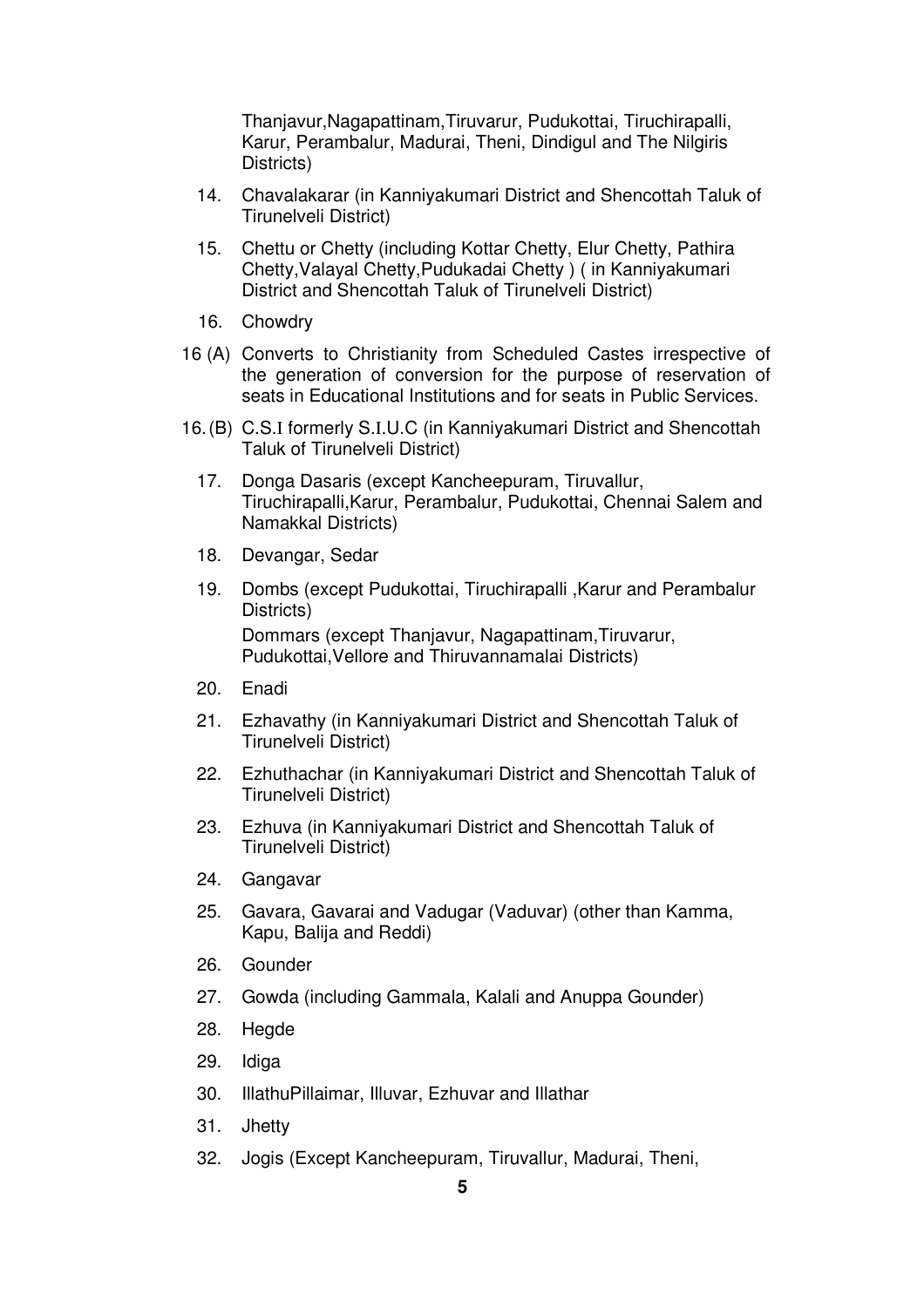Thanjavur,Nagapattinam,Tiruvarur, Pudukottai, Tiruchirapalli, Karur, Perambalur, Madurai, Theni, Dindigul and The Nilgiris Districts)

14. Chavalakarar (in Kanniyakumari District and Shencottah Taluk of Tirunelveli District)

15. Chettu or Chetty (including Kottar Chetty, Elur Chetty, Pathira Chetty,Valayal Chetty,Pudukadai Chetty ) ( in Kanniyakumari District and Shencottah Taluk of Tirunelveli District)

16. Chowdry

16 (A) Converts to Christianity from Scheduled Castes irrespective of the generation of conversion for the purpose of reservation of seats in Educational Institutions and for seats in Public Services.

16. (B) C.S.I formerly S.I.U.C (in Kanniyakumari District and Shencottah Taluk of Tirunelveli District)

17. Donga Dasaris (except Kancheepuram, Tiruvallur, Tiruchirapalli,Karur, Perambalur, Pudukottai, Chennai Salem and Namakkal Districts)

18. Devangar, Sedar

19. Dombs (except Pudukottai, Tiruchirapalli ,Karur and Perambalur Districts)

    Dommars (except Thanjavur, Nagapattinam,Tiruvarur, Pudukottai,Vellore and Thiruvannamalai Districts)

20. Enadi

21. Ezhavathy (in Kanniyakumari District and Shencottah Taluk of Tirunelveli District)

22. Ezhuthachar (in Kanniyakumari District and Shencottah Taluk of Tirunelveli District)

23. Ezhuva (in Kanniyakumari District and Shencottah Taluk of Tirunelveli District)

24. Gangavar

25. Gavara, Gavarai and Vadugar (Vaduvar) (other than Kamma, Kapu, Balija and Reddi)

26. Gounder

27. Gowda (including Gammala, Kalali and Anuppa Gounder)

28. Hegde

29. Idiga

30. IllathuPillaimar, Illuvar, Ezhuvar and Illathar

31. Jhetty

32. Jogis (Except Kancheepuram, Tiruvallur, Madurai, Theni,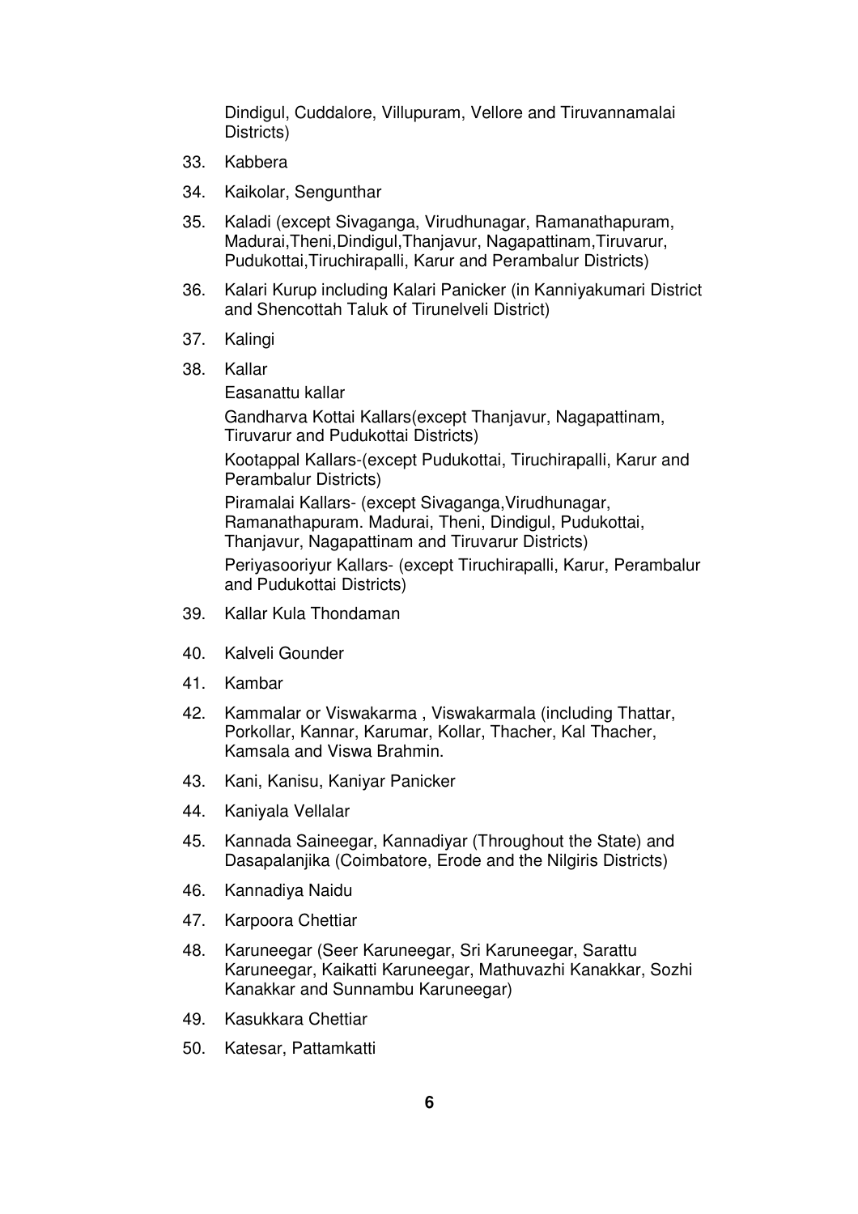Dindigul, Cuddalore, Villupuram, Vellore and Tiruvannamalai Districts)

33. Kabbera

34. Kaikolar, Sengunthar

35. Kaladi (except Sivaganga, Virudhunagar, Ramanathapuram, Madurai,Theni,Dindigul,Thanjavur, Nagapattinam,Tiruvarur, Pudukottai,Tiruchirapalli, Karur and Perambalur Districts)

36. Kalari Kurup including Kalari Panicker (in Kanniyakumari District and Shencottah Taluk of Tirunelveli District)

37. Kalingi

38. Kallar

    Easanattu kallar

    Gandharva Kottai Kallars(except Thanjavur, Nagapattinam, Tiruvarur and Pudukottai Districts)

    Kootappal Kallars-(except Pudukottai, Tiruchirapalli, Karur and Perambalur Districts)

    Piramalai Kallars- (except Sivaganga,Virudhunagar, Ramanathapuram. Madurai, Theni, Dindigul, Pudukottai, Thanjavur, Nagapattinam and Tiruvarur Districts)

    Periyasooriyur Kallars- (except Tiruchirapalli, Karur, Perambalur and Pudukottai Districts)

39. Kallar Kula Thondaman

40. Kalveli Gounder

41. Kambar

42. Kammalar or Viswakarma , Viswakarmala (including Thattar, Porkollar, Kannar, Karumar, Kollar, Thacher, Kal Thacher, Kamsala and Viswa Brahmin.

43. Kani, Kanisu, Kaniyar Panicker

44. Kaniyala Vellalar

45. Kannada Saineegar, Kannadiyar (Throughout the State) and Dasapalanjika (Coimbatore, Erode and the Nilgiris Districts)

46. Kannadiya Naidu

47. Karpoora Chettiar

48. Karuneegar (Seer Karuneegar, Sri Karuneegar, Sarattu Karuneegar, Kaikatti Karuneegar, Mathuvazhi Kanakkar, Sozhi Kanakkar and Sunnambu Karuneegar)

49. Kasukkara Chettiar

50. Katesar, Pattamkatti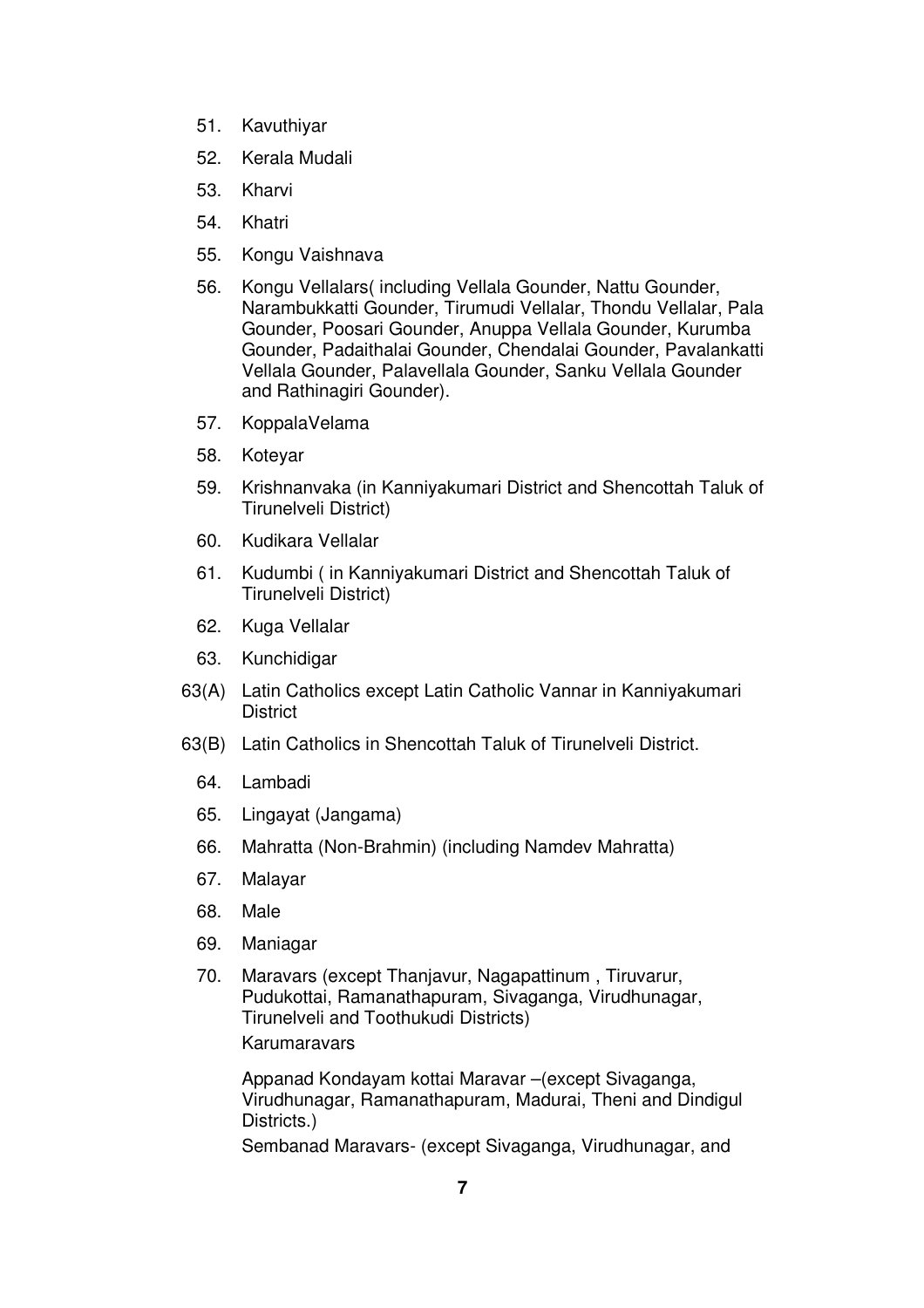51. Kavuthiyar
52. Kerala Mudali
53. Kharvi
54. Khatri
55. Kongu Vaishnava
56. Kongu Vellalars( including Vellala Gounder, Nattu Gounder, Narambukkatti Gounder, Tirumudi Vellalar, Thondu Vellalar, Pala Gounder, Poosari Gounder, Anuppa Vellala Gounder, Kurumba Gounder, Padaithalai Gounder, Chendalai Gounder, Pavalankatti Vellala Gounder, Palavellala Gounder, Sanku Vellala Gounder and Rathinagiri Gounder).
57. KoppalaVelama
58. Koteyar
59. Krishnanvaka (in Kanniyakumari District and Shencottah Taluk of Tirunelveli District)
60. Kudikara Vellalar
61. Kudumbi ( in Kanniyakumari District and Shencottah Taluk of Tirunelveli District)
62. Kuga Vellalar
63. Kunchidigar

63(A) Latin Catholics except Latin Catholic Vannar in Kanniyakumari District

63(B) Latin Catholics in Shencottah Taluk of Tirunelveli District.

64. Lambadi
65. Lingayat (Jangama)
66. Mahratta (Non-Brahmin) (including Namdev Mahratta)
67. Malayar
68. Male
69. Maniagar
70. Maravars (except Thanjavur, Nagapattinum , Tiruvarur, Pudukottai, Ramanathapuram, Sivaganga, Virudhunagar, Tirunelveli and Toothukudi Districts)

    Karumaravars

    Appanad Kondayam kottai Maravar –(except Sivaganga, Virudhunagar, Ramanathapuram, Madurai, Theni and Dindigul Districts.)

    Sembanad Maravars- (except Sivaganga, Virudhunagar, and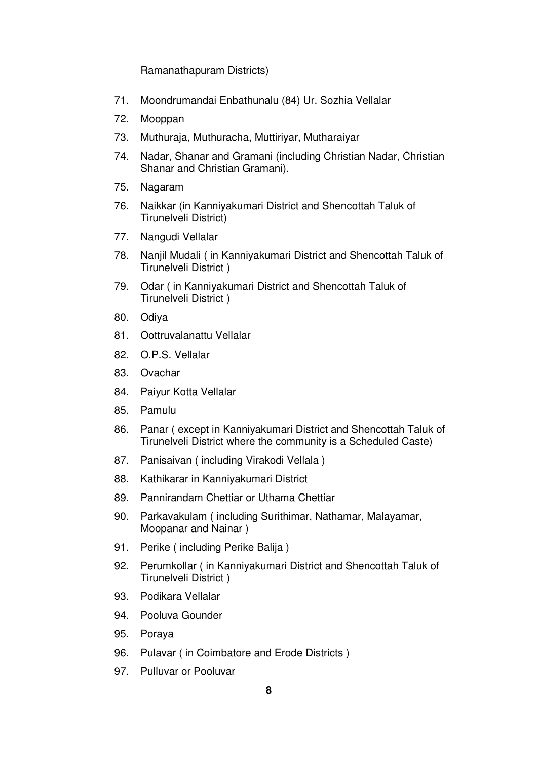Ramanathapuram Districts)

71. Moondrumandai Enbathunalu (84) Ur. Sozhia Vellalar
72. Mooppan
73. Muthuraja, Muthuracha, Muttiriyar, Mutharaiyar
74. Nadar, Shanar and Gramani (including Christian Nadar, Christian Shanar and Christian Gramani).
75. Nagaram
76. Naikkar (in Kanniyakumari District and Shencottah Taluk of Tirunelveli District)
77. Nangudi Vellalar
78. Nanjil Mudali ( in Kanniyakumari District and Shencottah Taluk of Tirunelveli District )
79. Odar ( in Kanniyakumari District and Shencottah Taluk of Tirunelveli District )
80. Odiya
81. Oottruvalanattu Vellalar
82. O.P.S. Vellalar
83. Ovachar
84. Paiyur Kotta Vellalar
85. Pamulu
86. Panar ( except in Kanniyakumari District and Shencottah Taluk of Tirunelveli District where the community is a Scheduled Caste)
87. Panisaivan ( including Virakodi Vellala )
88. Kathikarar in Kanniyakumari District
89. Pannirandam Chettiar or Uthama Chettiar
90. Parkavakulam ( including Surithimar, Nathamar, Malayamar, Moopanar and Nainar )
91. Perike ( including Perike Balija )
92. Perumkollar ( in Kanniyakumari District and Shencottah Taluk of Tirunelveli District )
93. Podikara Vellalar
94. Pooluva Gounder
95. Poraya
96. Pulavar ( in Coimbatore and Erode Districts )
97. Pulluvar or Pooluvar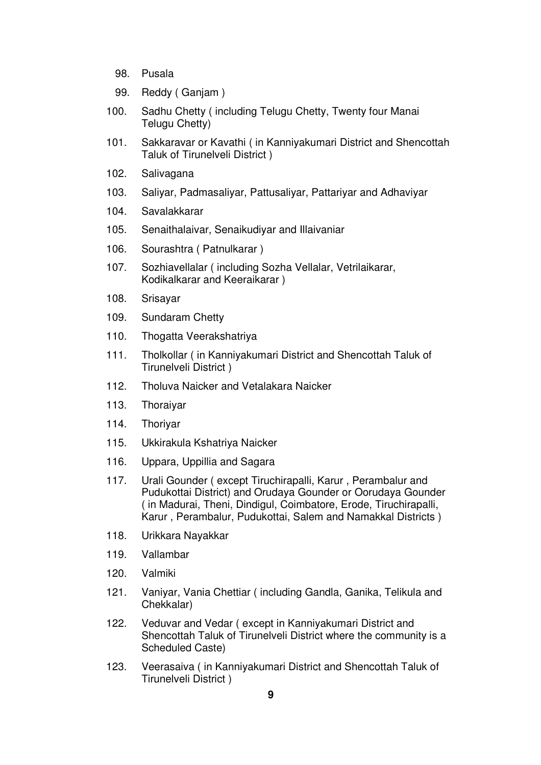98. Pusala
99. Reddy ( Ganjam )
100. Sadhu Chetty ( including Telugu Chetty, Twenty four Manai Telugu Chetty)
101. Sakkaravar or Kavathi ( in Kanniyakumari District and Shencottah Taluk of Tirunelveli District )
102. Salivagana
103. Saliyar, Padmasaliyar, Pattusaliyar, Pattariyar and Adhaviyar
104. Savalakkarar
105. Senaithalaivar, Senaikudiyar and Illaivaniar
106. Sourashtra ( Patnulkarar )
107. Sozhiavellalar ( including Sozha Vellalar, Vetrilaikarar, Kodikalkarar and Keeraikarar )
108. Srisayar
109. Sundaram Chetty
110. Thogatta Veerakshatriya
111. Tholkollar ( in Kanniyakumari District and Shencottah Taluk of Tirunelveli District )
112. Tholuva Naicker and Vetalakara Naicker
113. Thoraiyar
114. Thoriyar
115. Ukkirakula Kshatriya Naicker
116. Uppara, Uppillia and Sagara
117. Urali Gounder ( except Tiruchirapalli, Karur , Perambalur and Pudukottai District) and Orudaya Gounder or Oorudaya Gounder ( in Madurai, Theni, Dindigul, Coimbatore, Erode, Tiruchirapalli, Karur , Perambalur, Pudukottai, Salem and Namakkal Districts )
118. Urikkara Nayakkar
119. Vallambar
120. Valmiki
121. Vaniyar, Vania Chettiar ( including Gandla, Ganika, Telikula and Chekkalar)
122. Veduvar and Vedar ( except in Kanniyakumari District and Shencottah Taluk of Tirunelveli District where the community is a Scheduled Caste)
123. Veerasaiva ( in Kanniyakumari District and Shencottah Taluk of Tirunelveli District )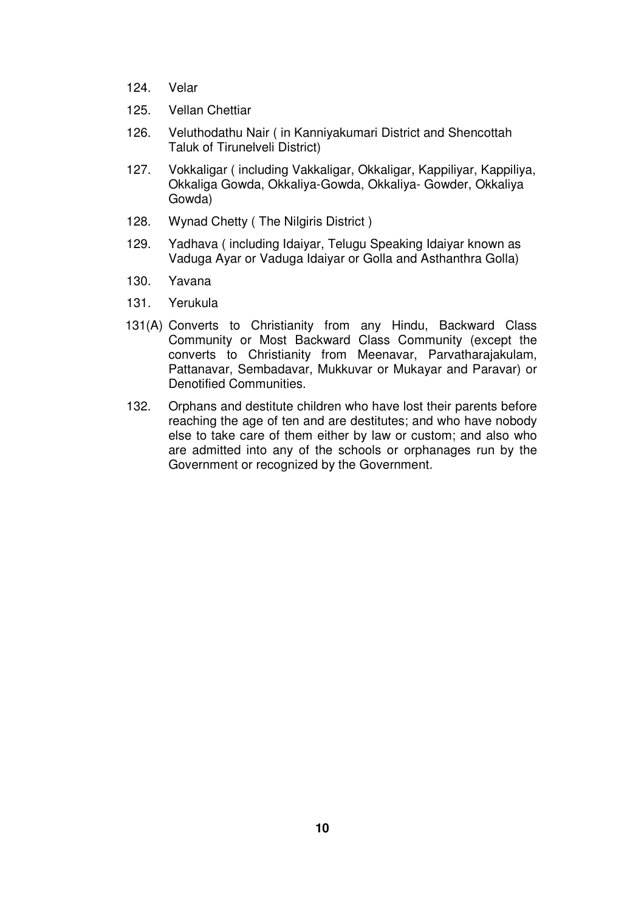124. Velar

125. Vellan Chettiar

126. Veluthodathu Nair ( in Kanniyakumari District and Shencottah Taluk of Tirunelveli District)

127. Vokkaligar ( including Vakkaligar, Okkaligar, Kappiliyar, Kappiliya, Okkaliga Gowda, Okkaliya-Gowda, Okkaliya- Gowder, Okkaliya Gowda)

128. Wynad Chetty ( The Nilgiris District )

129. Yadhava ( including Idaiyar, Telugu Speaking Idaiyar known as Vaduga Ayar or Vaduga Idaiyar or Golla and Asthanthra Golla)

130. Yavana

131. Yerukula

131(A) Converts to Christianity from any Hindu, Backward Class Community or Most Backward Class Community (except the converts to Christianity from Meenavar, Parvatharajakulam, Pattanavar, Sembadavar, Mukkuvar or Mukayar and Paravar) or Denotified Communities.

132. Orphans and destitute children who have lost their parents before reaching the age of ten and are destitutes; and who have nobody else to take care of them either by law or custom; and also who are admitted into any of the schools or orphanages run by the Government or recognized by the Government.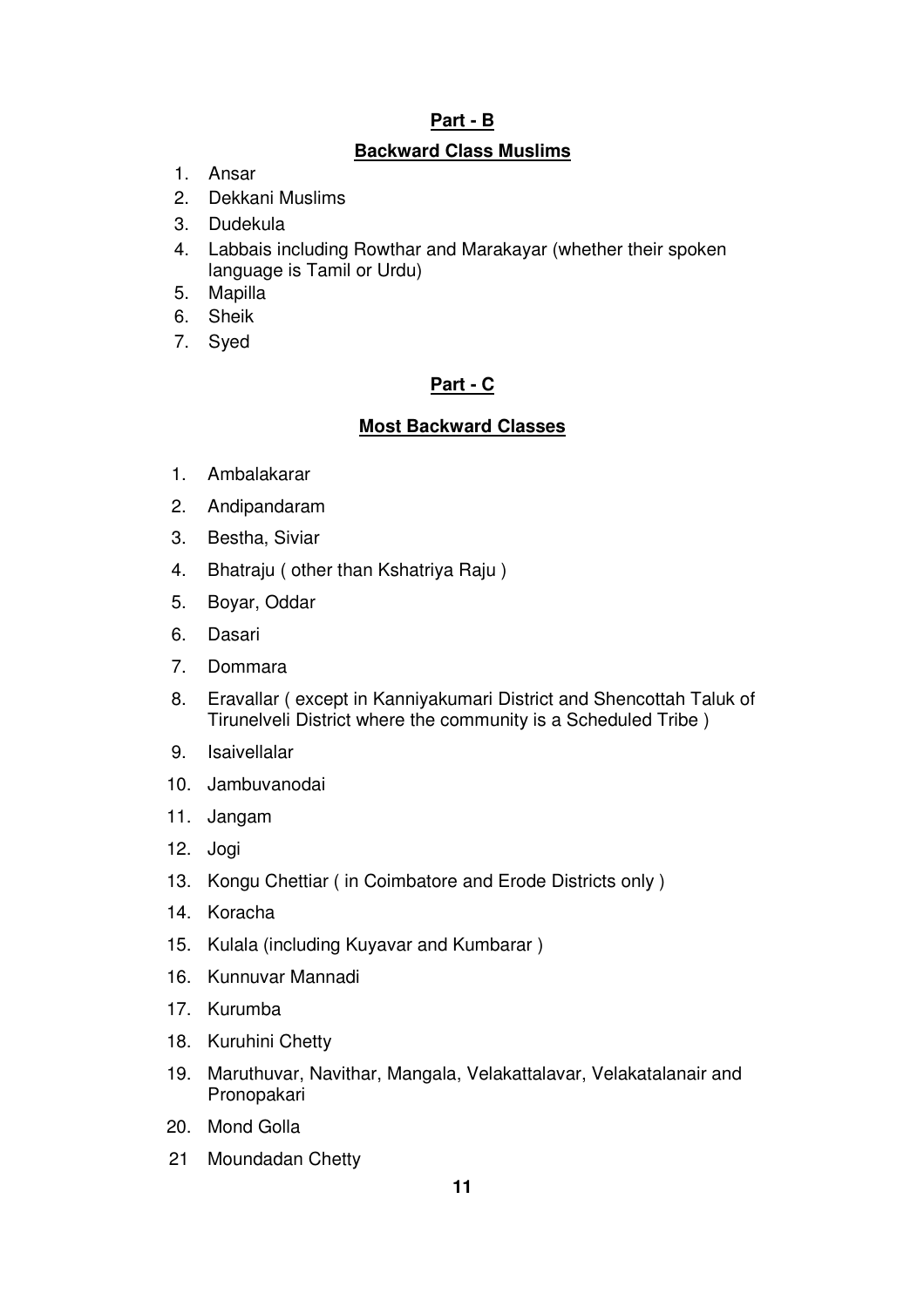## Part - B

### Backward Class Muslims

1. Ansar
2. Dekkani Muslims
3. Dudekula
4. Labbais including Rowthar and Marakayar (whether their spoken language is Tamil or Urdu)
5. Mapilla
6. Sheik
7. Syed

## Part - C

### Most Backward Classes

1. Ambalakarar
2. Andipandaram
3. Bestha, Siviar
4. Bhatraju ( other than Kshatriya Raju )
5. Boyar, Oddar
6. Dasari
7. Dommara
8. Eravallar ( except in Kanniyakumari District and Shencottah Taluk of Tirunelveli District where the community is a Scheduled Tribe )
9. Isaivellalar
10. Jambuvanodai
11. Jangam
12. Jogi
13. Kongu Chettiar ( in Coimbatore and Erode Districts only )
14. Koracha
15. Kulala (including Kuyavar and Kumbarar )
16. Kunnuvar Mannadi
17. Kurumba
18. Kuruhini Chetty
19. Maruthuvar, Navithar, Mangala, Velakattalavar, Velakatalanair and Pronopakari
20. Mond Golla
21. Moundadan Chetty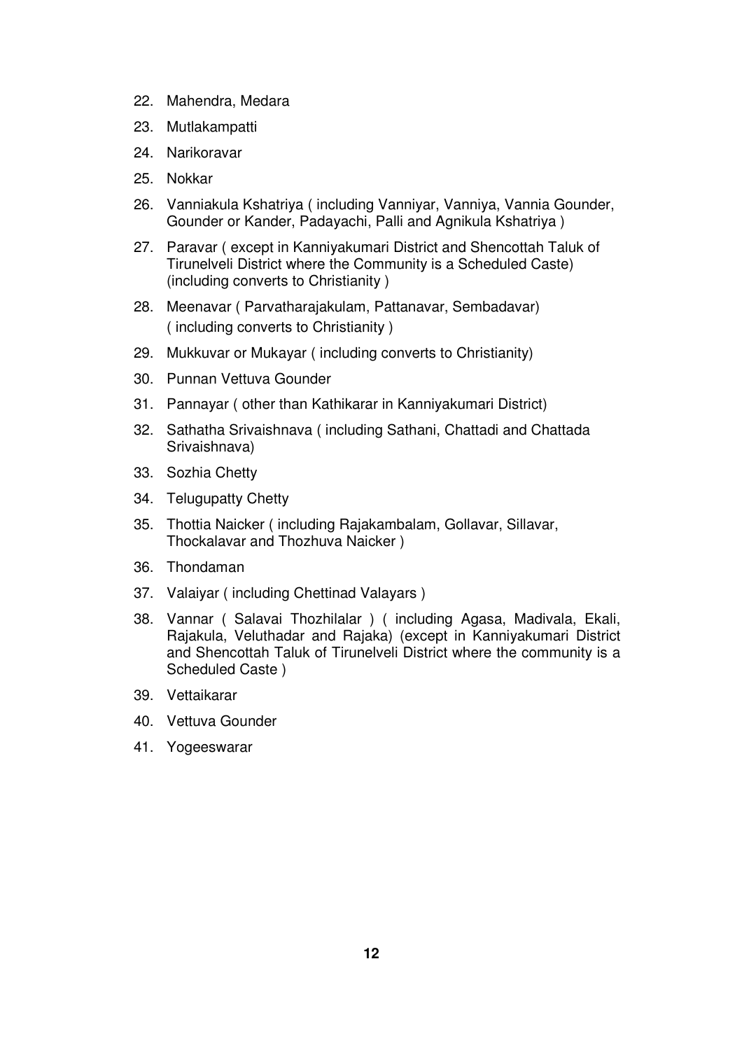22. Mahendra, Medara
23. Mutlakampatti
24. Narikoravar
25. Nokkar
26. Vanniakula Kshatriya ( including Vanniyar, Vanniya, Vannia Gounder, Gounder or Kander, Padayachi, Palli and Agnikula Kshatriya )
27. Paravar ( except in Kanniyakumari District and Shencottah Taluk of Tirunelveli District where the Community is a Scheduled Caste) (including converts to Christianity )
28. Meenavar ( Parvatharajakulam, Pattanavar, Sembadavar) ( including converts to Christianity )
29. Mukkuvar or Mukayar ( including converts to Christianity)
30. Punnan Vettuva Gounder
31. Pannayar ( other than Kathikarar in Kanniyakumari District)
32. Sathatha Srivaishnava ( including Sathani, Chattadi and Chattada Srivaishnava)
33. Sozhia Chetty
34. Telugupatty Chetty
35. Thottia Naicker ( including Rajakambalam, Gollavar, Sillavar, Thockalavar and Thozhuva Naicker )
36. Thondaman
37. Valaiyar ( including Chettinad Valayars )
38. Vannar ( Salavai Thozhilalar ) ( including Agasa, Madivala, Ekali, Rajakula, Veluthadar and Rajaka) (except in Kanniyakumari District and Shencottah Taluk of Tirunelveli District where the community is a Scheduled Caste )
39. Vettaikarar
40. Vettuva Gounder
41. Yogeeswarar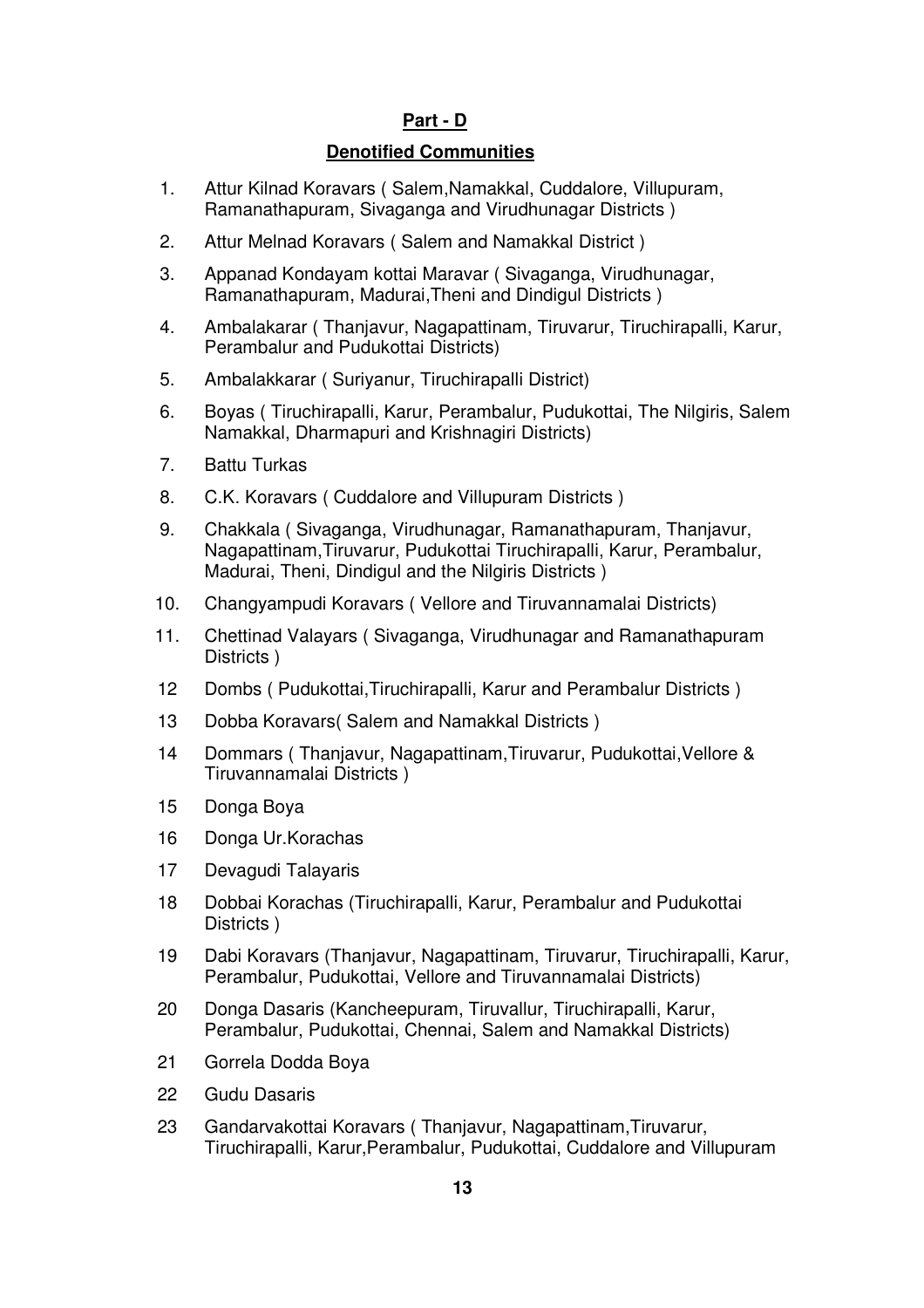## Part - D

## Denotified Communities

1. Attur Kilnad Koravars ( Salem,Namakkal, Cuddalore, Villupuram, Ramanathapuram, Sivaganga and Virudhunagar Districts )
2. Attur Melnad Koravars ( Salem and Namakkal District )
3. Appanad Kondayam kottai Maravar ( Sivaganga, Virudhunagar, Ramanathapuram, Madurai,Theni and Dindigul Districts )
4. Ambalakarar ( Thanjavur, Nagapattinam, Tiruvarur, Tiruchirapalli, Karur, Perambalur and Pudukottai Districts)
5. Ambalakkarar ( Suriyanur, Tiruchirapalli District)
6. Boyas ( Tiruchirapalli, Karur, Perambalur, Pudukottai, The Nilgiris, Salem Namakkal, Dharmapuri and Krishnagiri Districts)
7. Battu Turkas
8. C.K. Koravars ( Cuddalore and Villupuram Districts )
9. Chakkala ( Sivaganga, Virudhunagar, Ramanathapuram, Thanjavur, Nagapattinam,Tiruvarur, Pudukottai Tiruchirapalli, Karur, Perambalur, Madurai, Theni, Dindigul and the Nilgiris Districts )
10. Changyampudi Koravars ( Vellore and Tiruvannamalai Districts)
11. Chettinad Valayars ( Sivaganga, Virudhunagar and Ramanathapuram Districts )
12. Dombs ( Pudukottai,Tiruchirapalli, Karur and Perambalur Districts )
13. Dobba Koravars( Salem and Namakkal Districts )
14. Dommars ( Thanjavur, Nagapattinam,Tiruvarur, Pudukottai,Vellore & Tiruvannamalai Districts )
15. Donga Boya
16. Donga Ur.Korachas
17. Devagudi Talayaris
18. Dobbai Korachas (Tiruchirapalli, Karur, Perambalur and Pudukottai Districts )
19. Dabi Koravars (Thanjavur, Nagapattinam, Tiruvarur, Tiruchirapalli, Karur, Perambalur, Pudukottai, Vellore and Tiruvannamalai Districts)
20. Donga Dasaris (Kancheepuram, Tiruvallur, Tiruchirapalli, Karur, Perambalur, Pudukottai, Chennai, Salem and Namakkal Districts)
21. Gorrela Dodda Boya
22. Gudu Dasaris
23. Gandarvakottai Koravars ( Thanjavur, Nagapattinam,Tiruvarur, Tiruchirapalli, Karur,Perambalur, Pudukottai, Cuddalore and Villupuram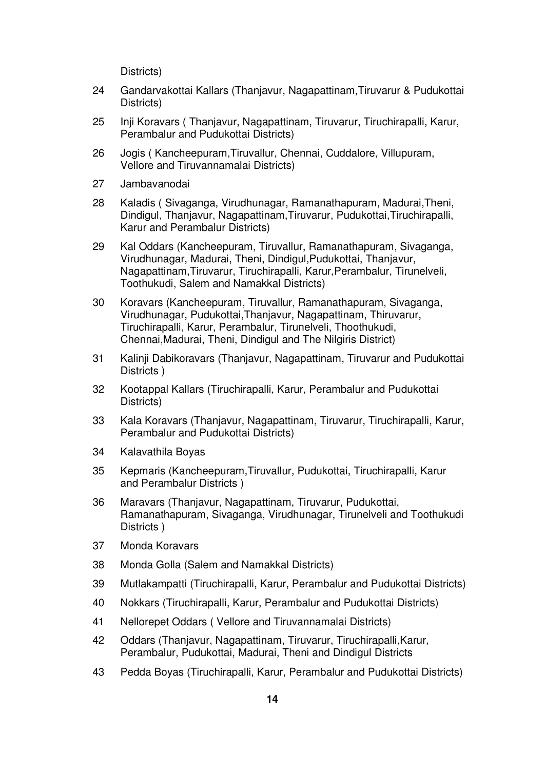Districts)

24 Gandarvakottai Kallars (Thanjavur, Nagapattinam,Tiruvarur & Pudukottai Districts)

25 Inji Koravars ( Thanjavur, Nagapattinam, Tiruvarur, Tiruchirapalli, Karur, Perambalur and Pudukottai Districts)

26 Jogis ( Kancheepuram,Tiruvallur, Chennai, Cuddalore, Villupuram, Vellore and Tiruvannamalai Districts)

27 Jambavanodai

28 Kaladis ( Sivaganga, Virudhunagar, Ramanathapuram, Madurai,Theni, Dindigul, Thanjavur, Nagapattinam,Tiruvarur, Pudukottai,Tiruchirapalli, Karur and Perambalur Districts)

29 Kal Oddars (Kancheepuram, Tiruvallur, Ramanathapuram, Sivaganga, Virudhunagar, Madurai, Theni, Dindigul,Pudukottai, Thanjavur, Nagapattinam,Tiruvarur, Tiruchirapalli, Karur,Perambalur, Tirunelveli, Toothukudi, Salem and Namakkal Districts)

30 Koravars (Kancheepuram, Tiruvallur, Ramanathapuram, Sivaganga, Virudhunagar, Pudukottai,Thanjavur, Nagapattinam, Thiruvarur, Tiruchirapalli, Karur, Perambalur, Tirunelveli, Thoothukudi, Chennai,Madurai, Theni, Dindigul and The Nilgiris District)

31 Kalinji Dabikoravars (Thanjavur, Nagapattinam, Tiruvarur and Pudukottai Districts )

32 Kootappal Kallars (Tiruchirapalli, Karur, Perambalur and Pudukottai Districts)

33 Kala Koravars (Thanjavur, Nagapattinam, Tiruvarur, Tiruchirapalli, Karur, Perambalur and Pudukottai Districts)

34 Kalavathila Boyas

35 Kepmaris (Kancheepuram,Tiruvallur, Pudukottai, Tiruchirapalli, Karur and Perambalur Districts )

36 Maravars (Thanjavur, Nagapattinam, Tiruvarur, Pudukottai, Ramanathapuram, Sivaganga, Virudhunagar, Tirunelveli and Toothukudi Districts )

37 Monda Koravars

38 Monda Golla (Salem and Namakkal Districts)

39 Mutlakampatti (Tiruchirapalli, Karur, Perambalur and Pudukottai Districts)

40 Nokkars (Tiruchirapalli, Karur, Perambalur and Pudukottai Districts)

41 Nellorepet Oddars ( Vellore and Tiruvannamalai Districts)

42 Oddars (Thanjavur, Nagapattinam, Tiruvarur, Tiruchirapalli,Karur, Perambalur, Pudukottai, Madurai, Theni and Dindigul Districts

43 Pedda Boyas (Tiruchirapalli, Karur, Perambalur and Pudukottai Districts)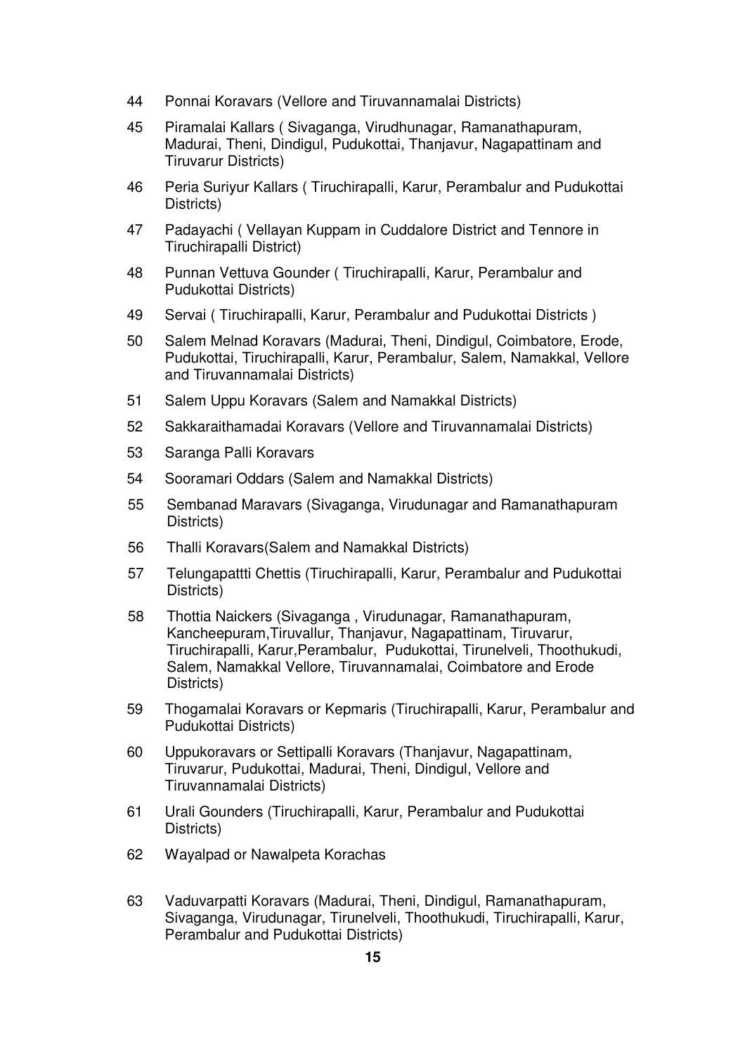44 Ponnai Koravars (Vellore and Tiruvannamalai Districts)

45 Piramalai Kallars ( Sivaganga, Virudhunagar, Ramanathapuram, Madurai, Theni, Dindigul, Pudukottai, Thanjavur, Nagapattinam and Tiruvarur Districts)

46 Peria Suriyur Kallars ( Tiruchirapalli, Karur, Perambalur and Pudukottai Districts)

47 Padayachi ( Vellayan Kuppam in Cuddalore District and Tennore in Tiruchirapalli District)

48 Punnan Vettuva Gounder ( Tiruchirapalli, Karur, Perambalur and Pudukottai Districts)

49 Servai ( Tiruchirapalli, Karur, Perambalur and Pudukottai Districts )

50 Salem Melnad Koravars (Madurai, Theni, Dindigul, Coimbatore, Erode, Pudukottai, Tiruchirapalli, Karur, Perambalur, Salem, Namakkal, Vellore and Tiruvannamalai Districts)

51 Salem Uppu Koravars (Salem and Namakkal Districts)

52 Sakkaraithamadai Koravars (Vellore and Tiruvannamalai Districts)

53 Saranga Palli Koravars

54 Sooramari Oddars (Salem and Namakkal Districts)

55 Sembanad Maravars (Sivaganga, Virudunagar and Ramanathapuram Districts)

56 Thalli Koravars(Salem and Namakkal Districts)

57 Telungapattti Chettis (Tiruchirapalli, Karur, Perambalur and Pudukottai Districts)

58 Thottia Naickers (Sivaganga , Virudunagar, Ramanathapuram, Kancheepuram,Tiruvallur, Thanjavur, Nagapattinam, Tiruvarur, Tiruchirapalli, Karur,Perambalur, Pudukottai, Tirunelveli, Thoothukudi, Salem, Namakkal Vellore, Tiruvannamalai, Coimbatore and Erode Districts)

59 Thogamalai Koravars or Kepmaris (Tiruchirapalli, Karur, Perambalur and Pudukottai Districts)

60 Uppukoravars or Settipalli Koravars (Thanjavur, Nagapattinam, Tiruvarur, Pudukottai, Madurai, Theni, Dindigul, Vellore and Tiruvannamalai Districts)

61 Urali Gounders (Tiruchirapalli, Karur, Perambalur and Pudukottai Districts)

62 Wayalpad or Nawalpeta Korachas

63 Vaduvarpatti Koravars (Madurai, Theni, Dindigul, Ramanathapuram, Sivaganga, Virudunagar, Tirunelveli, Thoothukudi, Tiruchirapalli, Karur, Perambalur and Pudukottai Districts)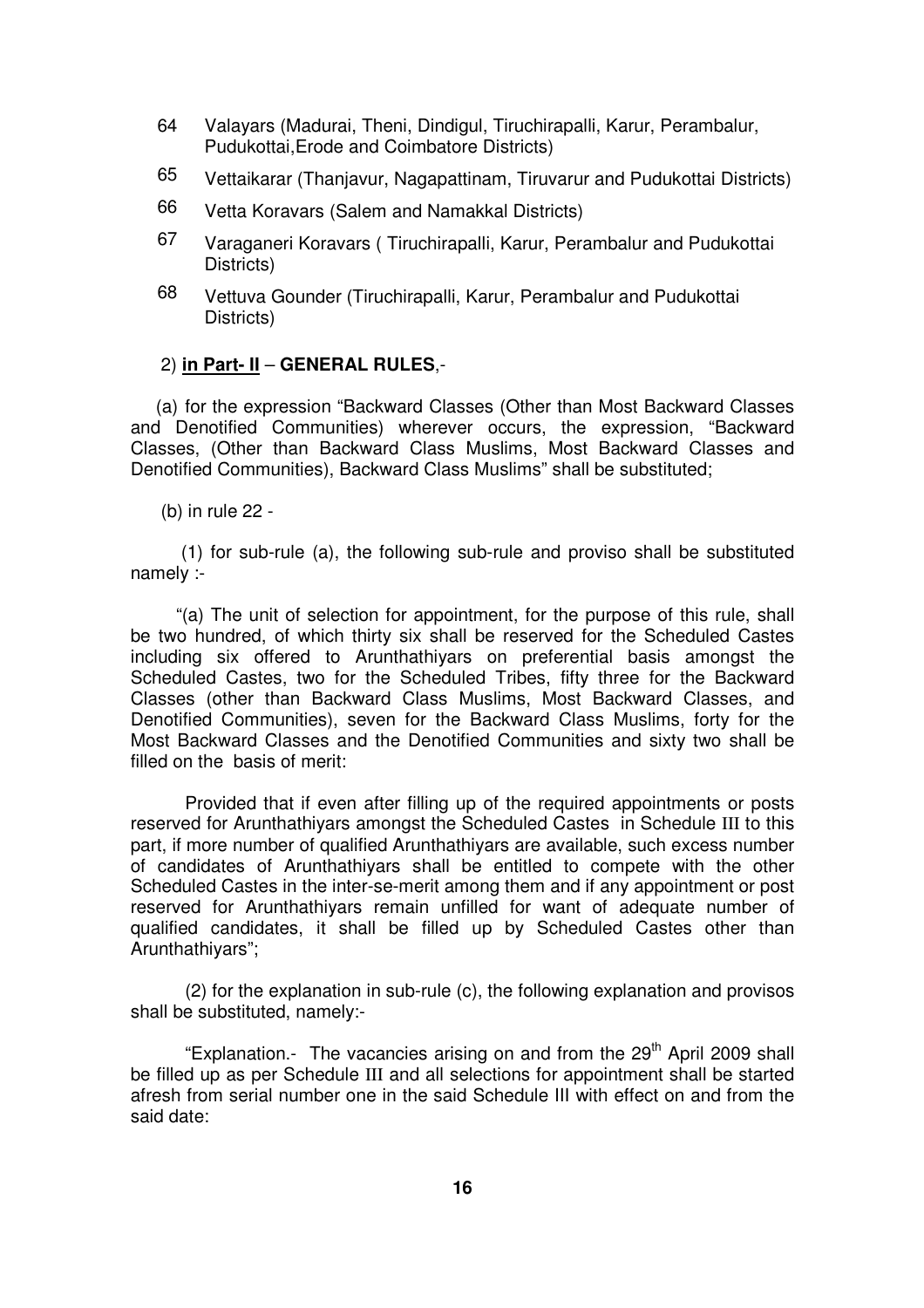64 Valayars (Madurai, Theni, Dindigul, Tiruchirapalli, Karur, Perambalur, Pudukottai,Erode and Coimbatore Districts)

65 Vettaikarar (Thanjavur, Nagapattinam, Tiruvarur and Pudukottai Districts)

66 Vetta Koravars (Salem and Namakkal Districts)

67 Varaganeri Koravars ( Tiruchirapalli, Karur, Perambalur and Pudukottai Districts)

68 Vettuva Gounder (Tiruchirapalli, Karur, Perambalur and Pudukottai Districts)

2) **in Part- II** – **GENERAL RULES**,-

(a) for the expression "Backward Classes (Other than Most Backward Classes and Denotified Communities) wherever occurs, the expression, "Backward Classes, (Other than Backward Class Muslims, Most Backward Classes and Denotified Communities), Backward Class Muslims" shall be substituted;

(b) in rule 22 -

(1) for sub-rule (a), the following sub-rule and proviso shall be substituted namely :-

"(a) The unit of selection for appointment, for the purpose of this rule, shall be two hundred, of which thirty six shall be reserved for the Scheduled Castes including six offered to Arunthathiyars on preferential basis amongst the Scheduled Castes, two for the Scheduled Tribes, fifty three for the Backward Classes (other than Backward Class Muslims, Most Backward Classes, and Denotified Communities), seven for the Backward Class Muslims, forty for the Most Backward Classes and the Denotified Communities and sixty two shall be filled on the basis of merit:

Provided that if even after filling up of the required appointments or posts reserved for Arunthathiyars amongst the Scheduled Castes in Schedule III to this part, if more number of qualified Arunthathiyars are available, such excess number of candidates of Arunthathiyars shall be entitled to compete with the other Scheduled Castes in the inter-se-merit among them and if any appointment or post reserved for Arunthathiyars remain unfilled for want of adequate number of qualified candidates, it shall be filled up by Scheduled Castes other than Arunthathiyars";

(2) for the explanation in sub-rule (c), the following explanation and provisos shall be substituted, namely:-

"Explanation.- The vacancies arising on and from the 29th April 2009 shall be filled up as per Schedule III and all selections for appointment shall be started afresh from serial number one in the said Schedule III with effect on and from the said date: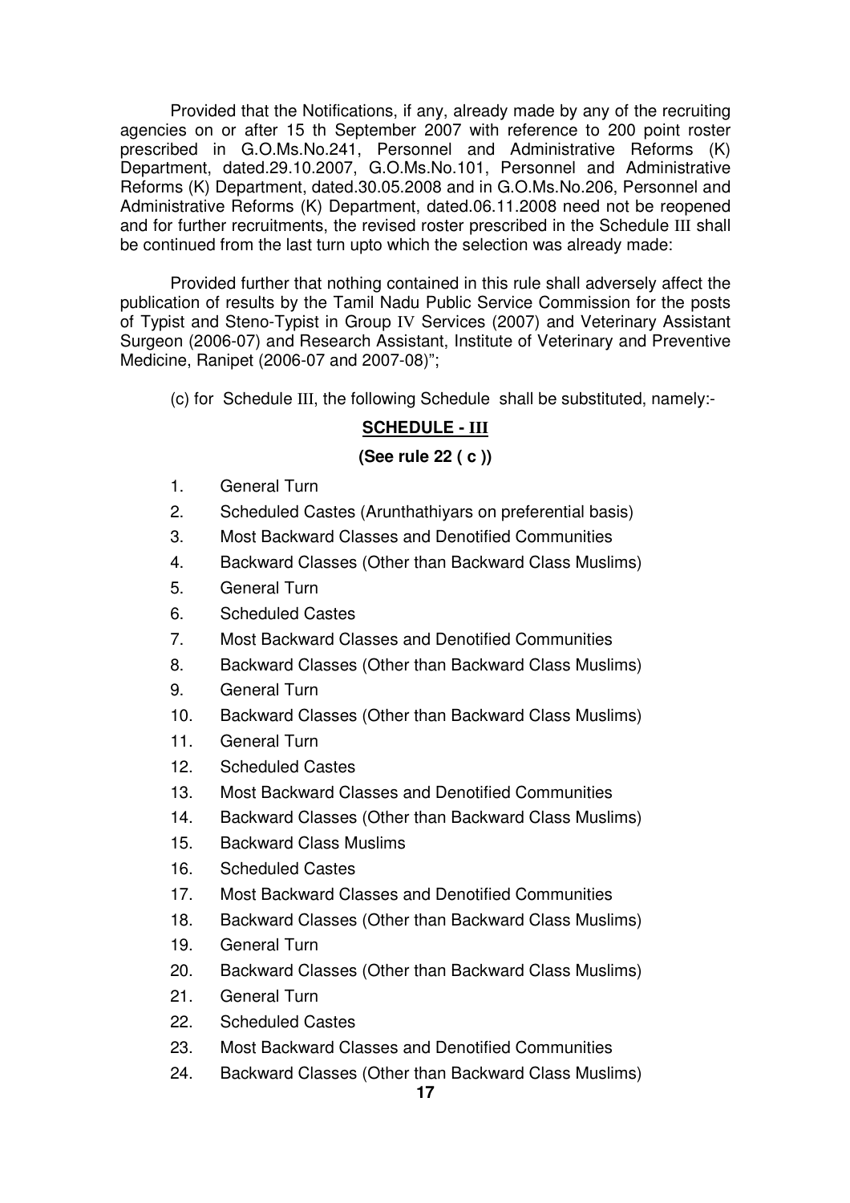Provided that the Notifications, if any, already made by any of the recruiting agencies on or after 15 th September 2007 with reference to 200 point roster prescribed in G.O.Ms.No.241, Personnel and Administrative Reforms (K) Department, dated.29.10.2007, G.O.Ms.No.101, Personnel and Administrative Reforms (K) Department, dated.30.05.2008 and in G.O.Ms.No.206, Personnel and Administrative Reforms (K) Department, dated.06.11.2008 need not be reopened and for further recruitments, the revised roster prescribed in the Schedule III shall be continued from the last turn upto which the selection was already made:

Provided further that nothing contained in this rule shall adversely affect the publication of results by the Tamil Nadu Public Service Commission for the posts of Typist and Steno-Typist in Group IV Services (2007) and Veterinary Assistant Surgeon (2006-07) and Research Assistant, Institute of Veterinary and Preventive Medicine, Ranipet (2006-07 and 2007-08)";

(c) for Schedule III, the following Schedule shall be substituted, namely:-

## SCHEDULE - III

**(See rule 22 ( c ))**

1. General Turn
2. Scheduled Castes (Arunthathiyars on preferential basis)
3. Most Backward Classes and Denotified Communities
4. Backward Classes (Other than Backward Class Muslims)
5. General Turn
6. Scheduled Castes
7. Most Backward Classes and Denotified Communities
8. Backward Classes (Other than Backward Class Muslims)
9. General Turn
10. Backward Classes (Other than Backward Class Muslims)
11. General Turn
12. Scheduled Castes
13. Most Backward Classes and Denotified Communities
14. Backward Classes (Other than Backward Class Muslims)
15. Backward Class Muslims
16. Scheduled Castes
17. Most Backward Classes and Denotified Communities
18. Backward Classes (Other than Backward Class Muslims)
19. General Turn
20. Backward Classes (Other than Backward Class Muslims)
21. General Turn
22. Scheduled Castes
23. Most Backward Classes and Denotified Communities
24. Backward Classes (Other than Backward Class Muslims)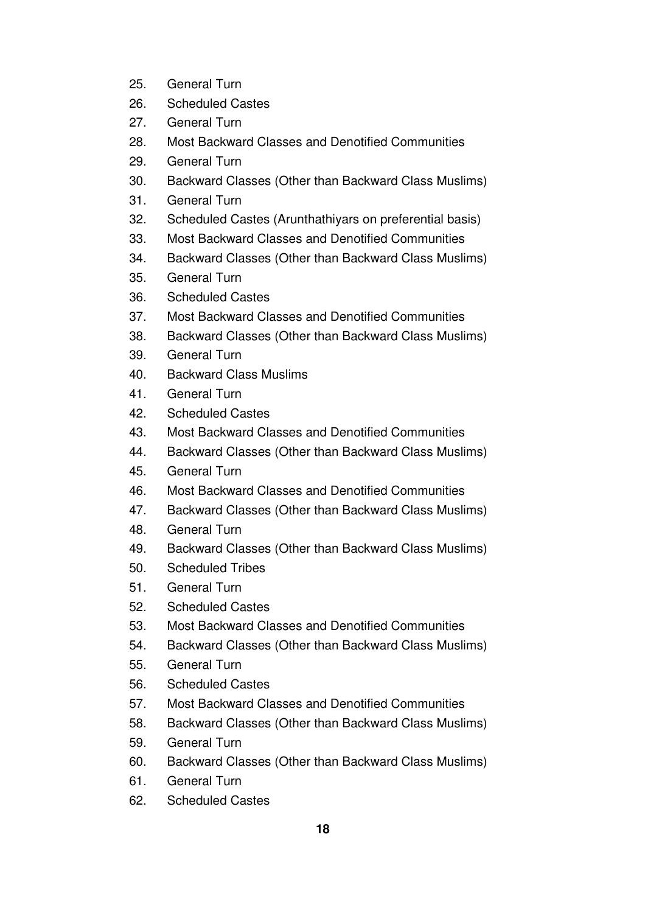25. General Turn
26. Scheduled Castes
27. General Turn
28. Most Backward Classes and Denotified Communities
29. General Turn
30. Backward Classes (Other than Backward Class Muslims)
31. General Turn
32. Scheduled Castes (Arunthathiyars on preferential basis)
33. Most Backward Classes and Denotified Communities
34. Backward Classes (Other than Backward Class Muslims)
35. General Turn
36. Scheduled Castes
37. Most Backward Classes and Denotified Communities
38. Backward Classes (Other than Backward Class Muslims)
39. General Turn
40. Backward Class Muslims
41. General Turn
42. Scheduled Castes
43. Most Backward Classes and Denotified Communities
44. Backward Classes (Other than Backward Class Muslims)
45. General Turn
46. Most Backward Classes and Denotified Communities
47. Backward Classes (Other than Backward Class Muslims)
48. General Turn
49. Backward Classes (Other than Backward Class Muslims)
50. Scheduled Tribes
51. General Turn
52. Scheduled Castes
53. Most Backward Classes and Denotified Communities
54. Backward Classes (Other than Backward Class Muslims)
55. General Turn
56. Scheduled Castes
57. Most Backward Classes and Denotified Communities
58. Backward Classes (Other than Backward Class Muslims)
59. General Turn
60. Backward Classes (Other than Backward Class Muslims)
61. General Turn
62. Scheduled Castes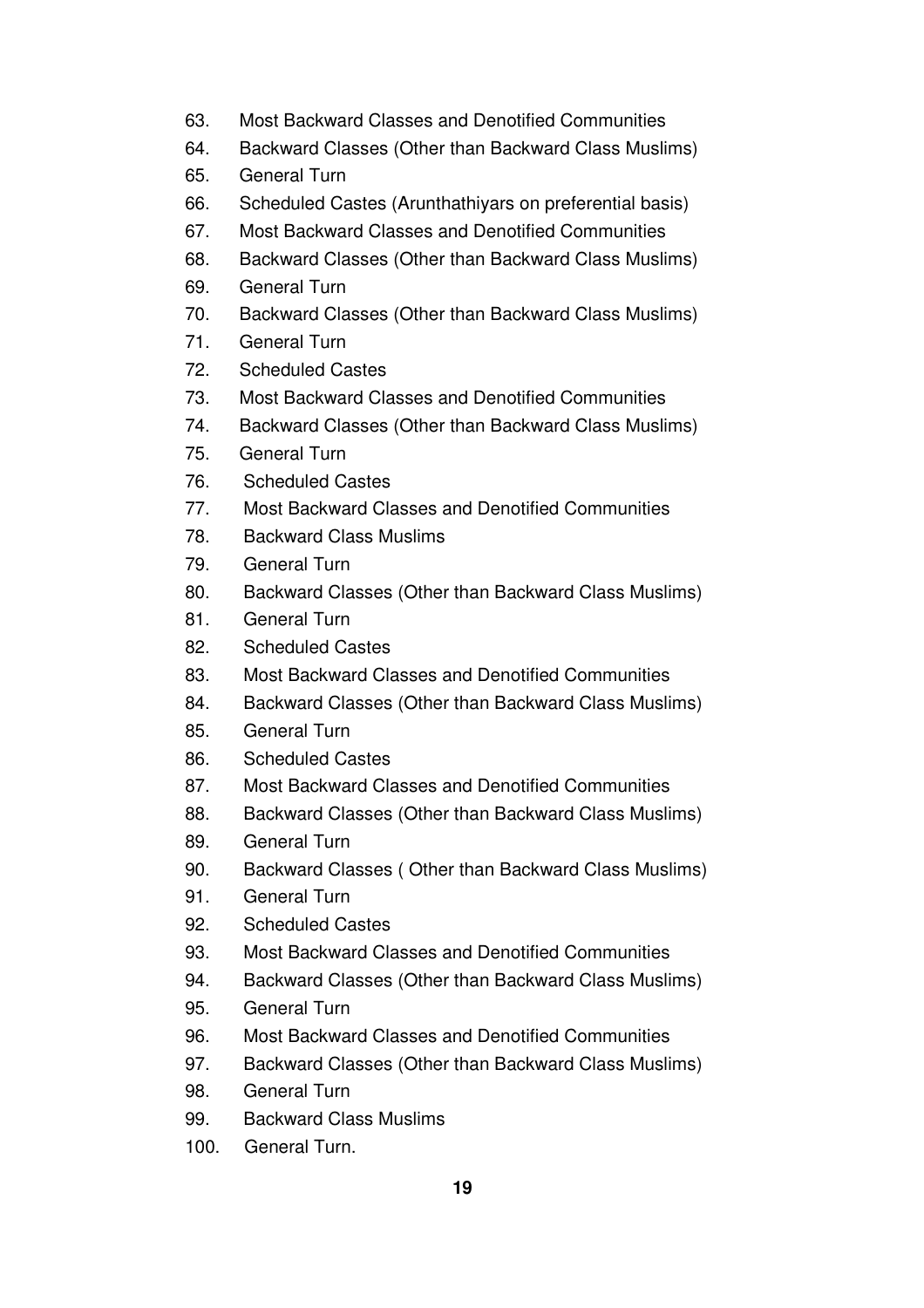63. Most Backward Classes and Denotified Communities
64. Backward Classes (Other than Backward Class Muslims)
65. General Turn
66. Scheduled Castes (Arunthathiyars on preferential basis)
67. Most Backward Classes and Denotified Communities
68. Backward Classes (Other than Backward Class Muslims)
69. General Turn
70. Backward Classes (Other than Backward Class Muslims)
71. General Turn
72. Scheduled Castes
73. Most Backward Classes and Denotified Communities
74. Backward Classes (Other than Backward Class Muslims)
75. General Turn
76. Scheduled Castes
77. Most Backward Classes and Denotified Communities
78. Backward Class Muslims
79. General Turn
80. Backward Classes (Other than Backward Class Muslims)
81. General Turn
82. Scheduled Castes
83. Most Backward Classes and Denotified Communities
84. Backward Classes (Other than Backward Class Muslims)
85. General Turn
86. Scheduled Castes
87. Most Backward Classes and Denotified Communities
88. Backward Classes (Other than Backward Class Muslims)
89. General Turn
90. Backward Classes ( Other than Backward Class Muslims)
91. General Turn
92. Scheduled Castes
93. Most Backward Classes and Denotified Communities
94. Backward Classes (Other than Backward Class Muslims)
95. General Turn
96. Most Backward Classes and Denotified Communities
97. Backward Classes (Other than Backward Class Muslims)
98. General Turn
99. Backward Class Muslims
100. General Turn.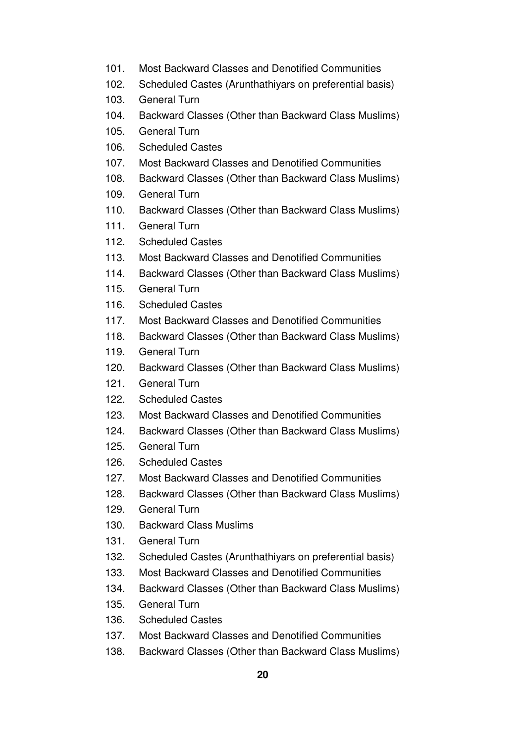101. Most Backward Classes and Denotified Communities
102. Scheduled Castes (Arunthathiyars on preferential basis)
103. General Turn
104. Backward Classes (Other than Backward Class Muslims)
105. General Turn
106. Scheduled Castes
107. Most Backward Classes and Denotified Communities
108. Backward Classes (Other than Backward Class Muslims)
109. General Turn
110. Backward Classes (Other than Backward Class Muslims)
111. General Turn
112. Scheduled Castes
113. Most Backward Classes and Denotified Communities
114. Backward Classes (Other than Backward Class Muslims)
115. General Turn
116. Scheduled Castes
117. Most Backward Classes and Denotified Communities
118. Backward Classes (Other than Backward Class Muslims)
119. General Turn
120. Backward Classes (Other than Backward Class Muslims)
121. General Turn
122. Scheduled Castes
123. Most Backward Classes and Denotified Communities
124. Backward Classes (Other than Backward Class Muslims)
125. General Turn
126. Scheduled Castes
127. Most Backward Classes and Denotified Communities
128. Backward Classes (Other than Backward Class Muslims)
129. General Turn
130. Backward Class Muslims
131. General Turn
132. Scheduled Castes (Arunthathiyars on preferential basis)
133. Most Backward Classes and Denotified Communities
134. Backward Classes (Other than Backward Class Muslims)
135. General Turn
136. Scheduled Castes
137. Most Backward Classes and Denotified Communities
138. Backward Classes (Other than Backward Class Muslims)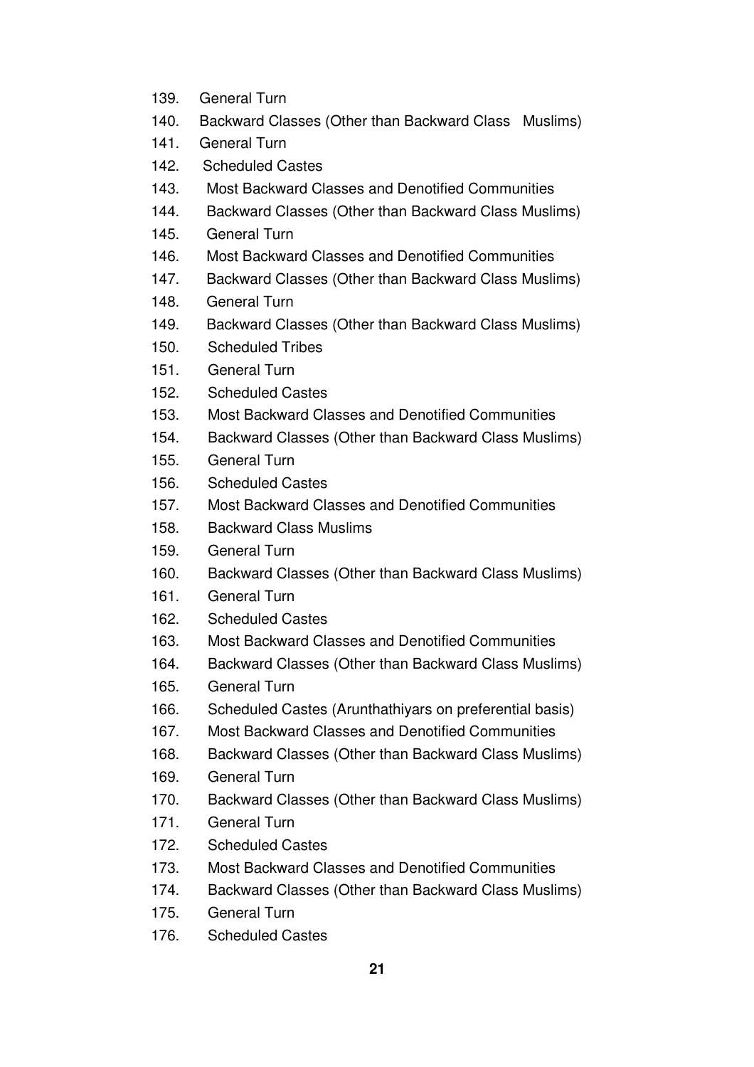139. General Turn
140. Backward Classes (Other than Backward Class Muslims)
141. General Turn
142. Scheduled Castes
143. Most Backward Classes and Denotified Communities
144. Backward Classes (Other than Backward Class Muslims)
145. General Turn
146. Most Backward Classes and Denotified Communities
147. Backward Classes (Other than Backward Class Muslims)
148. General Turn
149. Backward Classes (Other than Backward Class Muslims)
150. Scheduled Tribes
151. General Turn
152. Scheduled Castes
153. Most Backward Classes and Denotified Communities
154. Backward Classes (Other than Backward Class Muslims)
155. General Turn
156. Scheduled Castes
157. Most Backward Classes and Denotified Communities
158. Backward Class Muslims
159. General Turn
160. Backward Classes (Other than Backward Class Muslims)
161. General Turn
162. Scheduled Castes
163. Most Backward Classes and Denotified Communities
164. Backward Classes (Other than Backward Class Muslims)
165. General Turn
166. Scheduled Castes (Arunthathiyars on preferential basis)
167. Most Backward Classes and Denotified Communities
168. Backward Classes (Other than Backward Class Muslims)
169. General Turn
170. Backward Classes (Other than Backward Class Muslims)
171. General Turn
172. Scheduled Castes
173. Most Backward Classes and Denotified Communities
174. Backward Classes (Other than Backward Class Muslims)
175. General Turn
176. Scheduled Castes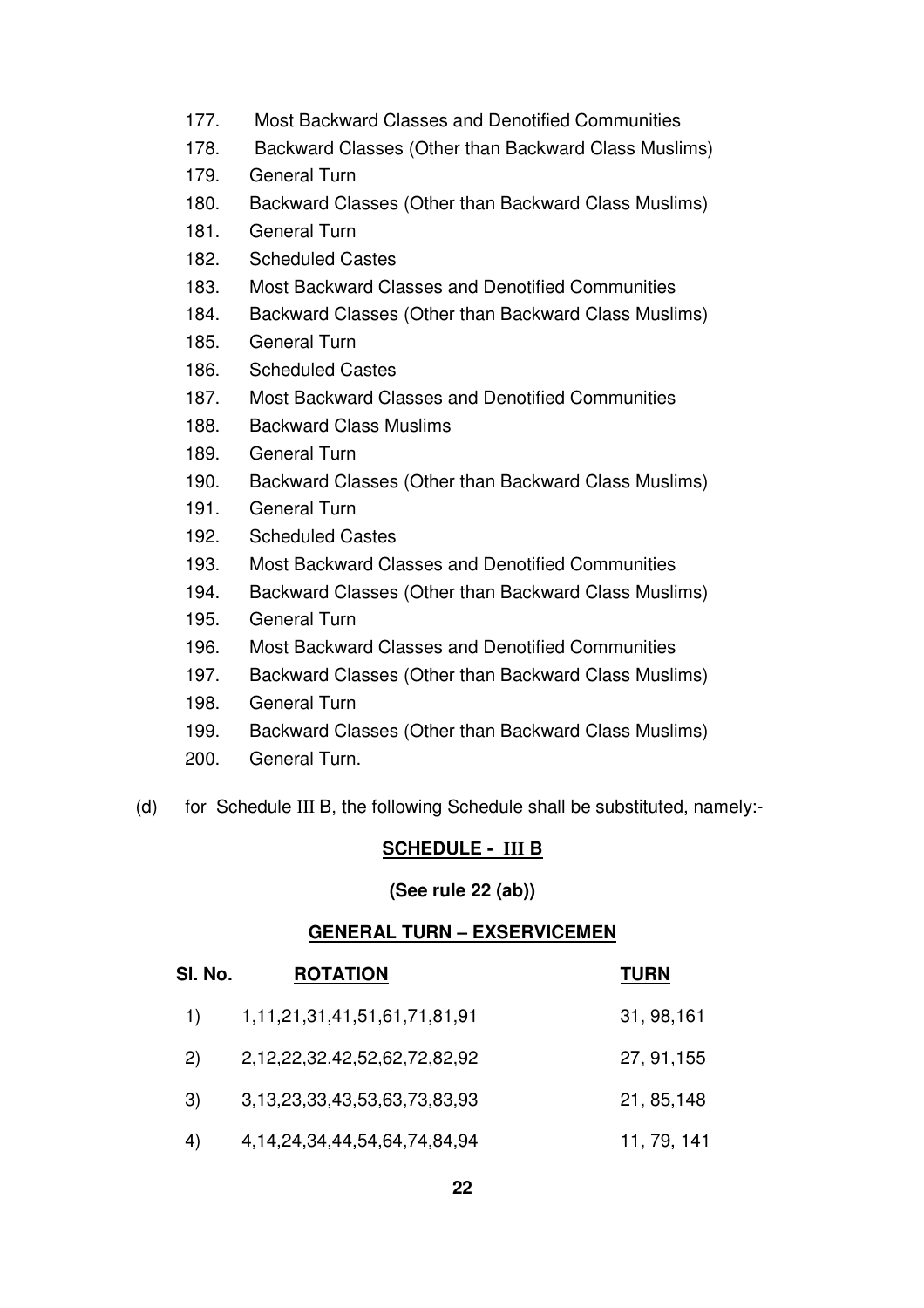177. Most Backward Classes and Denotified Communities
178. Backward Classes (Other than Backward Class Muslims)
179. General Turn
180. Backward Classes (Other than Backward Class Muslims)
181. General Turn
182. Scheduled Castes
183. Most Backward Classes and Denotified Communities
184. Backward Classes (Other than Backward Class Muslims)
185. General Turn
186. Scheduled Castes
187. Most Backward Classes and Denotified Communities
188. Backward Class Muslims
189. General Turn
190. Backward Classes (Other than Backward Class Muslims)
191. General Turn
192. Scheduled Castes
193. Most Backward Classes and Denotified Communities
194. Backward Classes (Other than Backward Class Muslims)
195. General Turn
196. Most Backward Classes and Denotified Communities
197. Backward Classes (Other than Backward Class Muslims)
198. General Turn
199. Backward Classes (Other than Backward Class Muslims)
200. General Turn.

(d) for Schedule III B, the following Schedule shall be substituted, namely:-

**SCHEDULE - III B**

**(See rule 22 (ab))**

**GENERAL TURN – EXSERVICEMEN**

| Sl. No. | ROTATION | TURN |
|---|---|---|
| 1) | 1,11,21,31,41,51,61,71,81,91 | 31, 98,161 |
| 2) | 2,12,22,32,42,52,62,72,82,92 | 27, 91,155 |
| 3) | 3,13,23,33,43,53,63,73,83,93 | 21, 85,148 |
| 4) | 4,14,24,34,44,54,64,74,84,94 | 11, 79, 141 |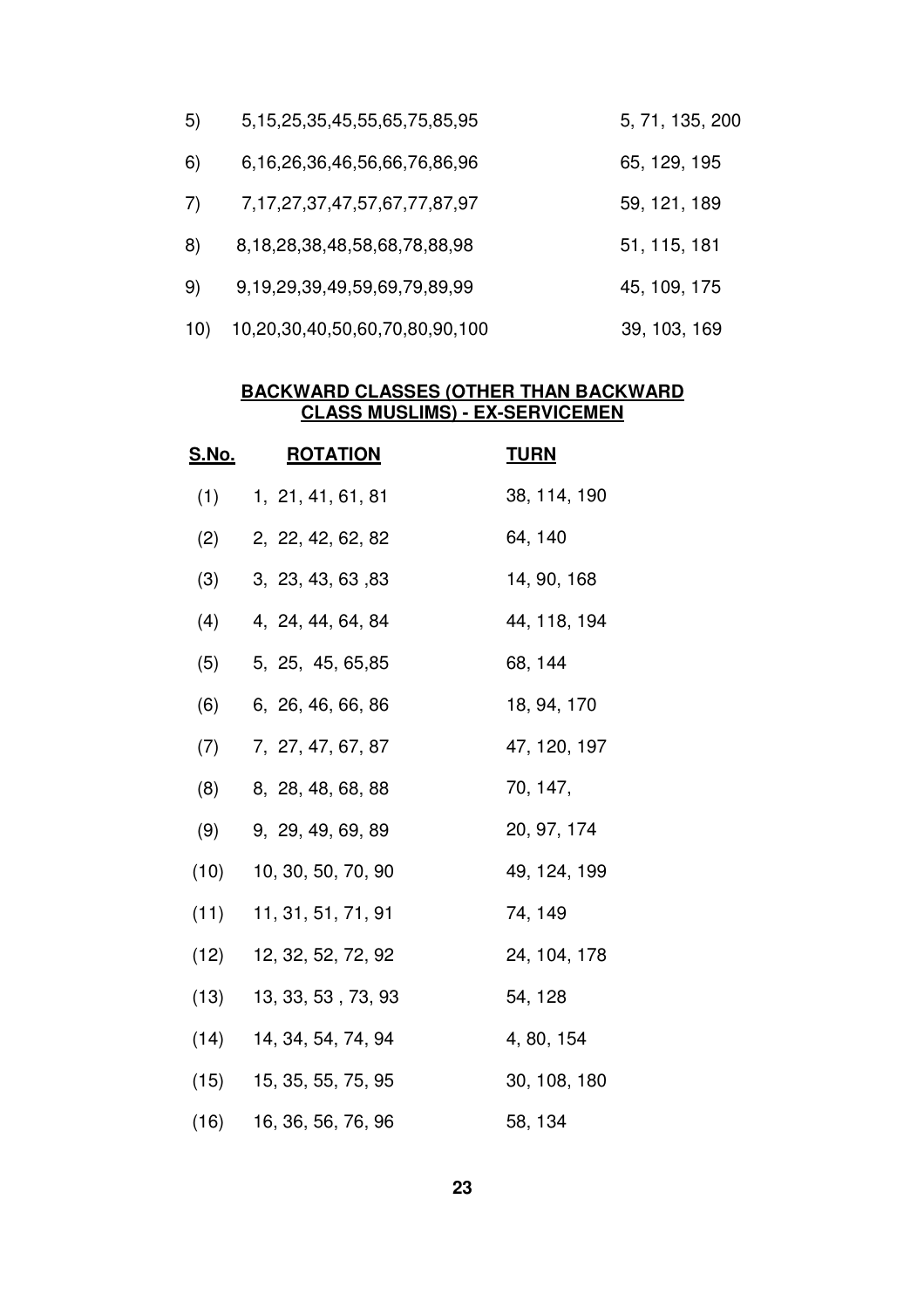| | | |
|---|---|---|
| 5) | 5,15,25,35,45,55,65,75,85,95 | 5, 71, 135, 200 |
| 6) | 6,16,26,36,46,56,66,76,86,96 | 65, 129, 195 |
| 7) | 7,17,27,37,47,57,67,77,87,97 | 59, 121, 189 |
| 8) | 8,18,28,38,48,58,68,78,88,98 | 51, 115, 181 |
| 9) | 9,19,29,39,49,59,69,79,89,99 | 45, 109, 175 |
| 10) | 10,20,30,40,50,60,70,80,90,100 | 39, 103, 169 |

## BACKWARD CLASSES (OTHER THAN BACKWARD CLASS MUSLIMS) - EX-SERVICEMEN

| S.No. | ROTATION | TURN |
|---|---|---|
| (1) | 1, 21, 41, 61, 81 | 38, 114, 190 |
| (2) | 2, 22, 42, 62, 82 | 64, 140 |
| (3) | 3, 23, 43, 63 ,83 | 14, 90, 168 |
| (4) | 4, 24, 44, 64, 84 | 44, 118, 194 |
| (5) | 5, 25, 45, 65,85 | 68, 144 |
| (6) | 6, 26, 46, 66, 86 | 18, 94, 170 |
| (7) | 7, 27, 47, 67, 87 | 47, 120, 197 |
| (8) | 8, 28, 48, 68, 88 | 70, 147, |
| (9) | 9, 29, 49, 69, 89 | 20, 97, 174 |
| (10) | 10, 30, 50, 70, 90 | 49, 124, 199 |
| (11) | 11, 31, 51, 71, 91 | 74, 149 |
| (12) | 12, 32, 52, 72, 92 | 24, 104, 178 |
| (13) | 13, 33, 53 , 73, 93 | 54, 128 |
| (14) | 14, 34, 54, 74, 94 | 4, 80, 154 |
| (15) | 15, 35, 55, 75, 95 | 30, 108, 180 |
| (16) | 16, 36, 56, 76, 96 | 58, 134 |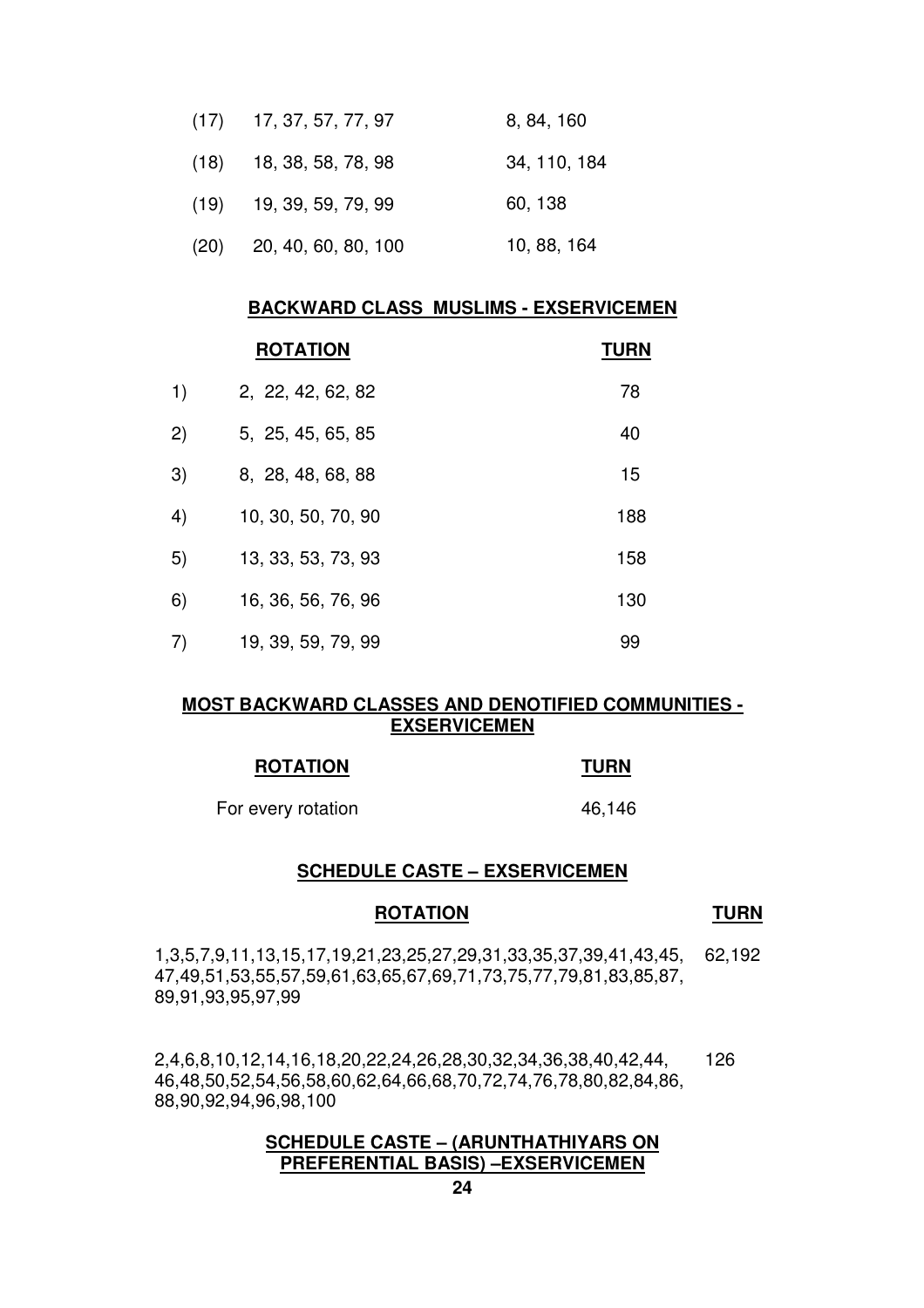| | | |
|---|---|---|
| (17) | 17, 37, 57, 77, 97 | 8, 84, 160 |
| (18) | 18, 38, 58, 78, 98 | 34, 110, 184 |
| (19) | 19, 39, 59, 79, 99 | 60, 138 |
| (20) | 20, 40, 60, 80, 100 | 10, 88, 164 |

**BACKWARD CLASS MUSLIMS - EXSERVICEMEN**

| | ROTATION | TURN |
|---|---|---|
| 1) | 2, 22, 42, 62, 82 | 78 |
| 2) | 5, 25, 45, 65, 85 | 40 |
| 3) | 8, 28, 48, 68, 88 | 15 |
| 4) | 10, 30, 50, 70, 90 | 188 |
| 5) | 13, 33, 53, 73, 93 | 158 |
| 6) | 16, 36, 56, 76, 96 | 130 |
| 7) | 19, 39, 59, 79, 99 | 99 |

**MOST BACKWARD CLASSES AND DENOTIFIED COMMUNITIES - EXSERVICEMEN**

| ROTATION | TURN |
|---|---|
| For every rotation | 46,146 |

**SCHEDULE CASTE – EXSERVICEMEN**

| ROTATION | TURN |
|---|---|
| 1,3,5,7,9,11,13,15,17,19,21,23,25,27,29,31,33,35,37,39,41,43,45, 47,49,51,53,55,57,59,61,63,65,67,69,71,73,75,77,79,81,83,85,87, 89,91,93,95,97,99 | 62,192 |
| 2,4,6,8,10,12,14,16,18,20,22,24,26,28,30,32,34,36,38,40,42,44, 46,48,50,52,54,56,58,60,62,64,66,68,70,72,74,76,78,80,82,84,86, 88,90,92,94,96,98,100 | 126 |

**SCHEDULE CASTE – (ARUNTHATHIYARS ON PREFERENTIAL BASIS) –EXSERVICEMEN**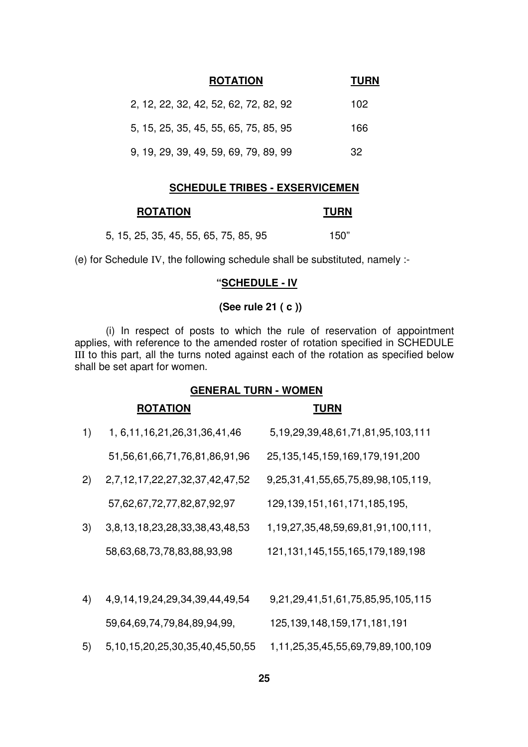| ROTATION | TURN |
|---|---|
| 2, 12, 22, 32, 42, 52, 62, 72, 82, 92 | 102 |
| 5, 15, 25, 35, 45, 55, 65, 75, 85, 95 | 166 |
| 9, 19, 29, 39, 49, 59, 69, 79, 89, 99 | 32 |

**SCHEDULE TRIBES - EXSERVICEMEN**

| ROTATION | TURN |
|---|---|
| 5, 15, 25, 35, 45, 55, 65, 75, 85, 95 | 150" |

(e) for Schedule IV, the following schedule shall be substituted, namely :-

**"SCHEDULE - IV**

**(See rule 21 ( c ))**

(i) In respect of posts to which the rule of reservation of appointment applies, with reference to the amended roster of rotation specified in SCHEDULE III to this part, all the turns noted against each of the rotation as specified below shall be set apart for women.

**GENERAL TURN - WOMEN**

| | ROTATION | TURN |
|---|---|---|
| 1) | 1, 6,11,16,21,26,31,36,41,46 | 5,19,29,39,48,61,71,81,95,103,111 |
| | 51,56,61,66,71,76,81,86,91,96 | 25,135,145,159,169,179,191,200 |
| 2) | 2,7,12,17,22,27,32,37,42,47,52 | 9,25,31,41,55,65,75,89,98,105,119, |
| | 57,62,67,72,77,82,87,92,97 | 129,139,151,161,171,185,195, |
| 3) | 3,8,13,18,23,28,33,38,43,48,53 | 1,19,27,35,48,59,69,81,91,100,111, |
| | 58,63,68,73,78,83,88,93,98 | 121,131,145,155,165,179,189,198 |
| 4) | 4,9,14,19,24,29,34,39,44,49,54 | 9,21,29,41,51,61,75,85,95,105,115 |
| | 59,64,69,74,79,84,89,94,99, | 125,139,148,159,171,181,191 |
| 5) | 5,10,15,20,25,30,35,40,45,50,55 | 1,11,25,35,45,55,69,79,89,100,109 |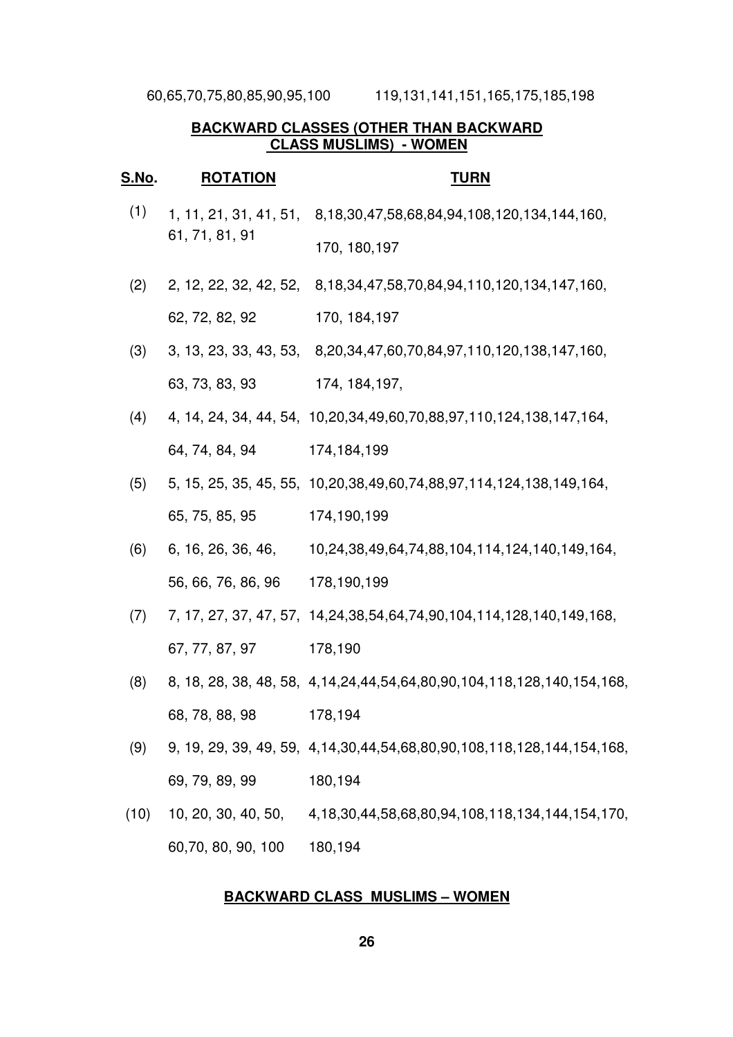| | | |
|---|---|---|
| | 60,65,70,75,80,85,90,95,100 | 119,131,141,151,165,175,185,198 |

**BACKWARD CLASSES (OTHER THAN BACKWARD CLASS MUSLIMS) - WOMEN**

| S.No. | ROTATION | TURN |
|---|---|---|
| (1) | 1, 11, 21, 31, 41, 51, 61, 71, 81, 91 | 8,18,30,47,58,68,84,94,108,120,134,144,160, 170, 180,197 |
| (2) | 2, 12, 22, 32, 42, 52, 62, 72, 82, 92 | 8,18,34,47,58,70,84,94,110,120,134,147,160, 170, 184,197 |
| (3) | 3, 13, 23, 33, 43, 53, 63, 73, 83, 93 | 8,20,34,47,60,70,84,97,110,120,138,147,160, 174, 184,197, |
| (4) | 4, 14, 24, 34, 44, 54, 64, 74, 84, 94 | 10,20,34,49,60,70,88,97,110,124,138,147,164, 174,184,199 |
| (5) | 5, 15, 25, 35, 45, 55, 65, 75, 85, 95 | 10,20,38,49,60,74,88,97,114,124,138,149,164, 174,190,199 |
| (6) | 6, 16, 26, 36, 46, 56, 66, 76, 86, 96 | 10,24,38,49,64,74,88,104,114,124,140,149,164, 178,190,199 |
| (7) | 7, 17, 27, 37, 47, 57, 67, 77, 87, 97 | 14,24,38,54,64,74,90,104,114,128,140,149,168, 178,190 |
| (8) | 8, 18, 28, 38, 48, 58, 68, 78, 88, 98 | 4,14,24,44,54,64,80,90,104,118,128,140,154,168, 178,194 |
| (9) | 9, 19, 29, 39, 49, 59, 69, 79, 89, 99 | 4,14,30,44,54,68,80,90,108,118,128,144,154,168, 180,194 |
| (10) | 10, 20, 30, 40, 50, 60,70, 80, 90, 100 | 4,18,30,44,58,68,80,94,108,118,134,144,154,170, 180,194 |

**BACKWARD CLASS MUSLIMS – WOMEN**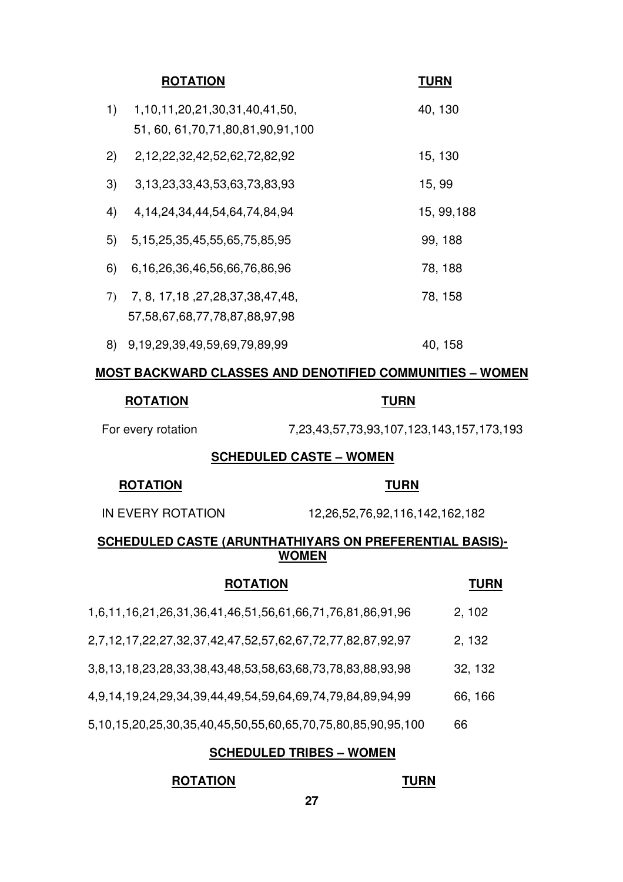| | ROTATION | TURN |
|---|---|---|
| 1) | 1,10,11,20,21,30,31,40,41,50, 51, 60, 61,70,71,80,81,90,91,100 | 40, 130 |
| 2) | 2,12,22,32,42,52,62,72,82,92 | 15, 130 |
| 3) | 3,13,23,33,43,53,63,73,83,93 | 15, 99 |
| 4) | 4,14,24,34,44,54,64,74,84,94 | 15, 99,188 |
| 5) | 5,15,25,35,45,55,65,75,85,95 | 99, 188 |
| 6) | 6,16,26,36,46,56,66,76,86,96 | 78, 188 |
| 7) | 7, 8, 17,18 ,27,28,37,38,47,48, 57,58,67,68,77,78,87,88,97,98 | 78, 158 |
| 8) | 9,19,29,39,49,59,69,79,89,99 | 40, 158 |

**MOST BACKWARD CLASSES AND DENOTIFIED COMMUNITIES – WOMEN**

| ROTATION | TURN |
|---|---|
| For every rotation | 7,23,43,57,73,93,107,123,143,157,173,193 |

**SCHEDULED CASTE – WOMEN**

| ROTATION | TURN |
|---|---|
| IN EVERY ROTATION | 12,26,52,76,92,116,142,162,182 |

**SCHEDULED CASTE (ARUNTHATHIYARS ON PREFERENTIAL BASIS)-WOMEN**

| ROTATION | TURN |
|---|---|
| 1,6,11,16,21,26,31,36,41,46,51,56,61,66,71,76,81,86,91,96 | 2, 102 |
| 2,7,12,17,22,27,32,37,42,47,52,57,62,67,72,77,82,87,92,97 | 2, 132 |
| 3,8,13,18,23,28,33,38,43,48,53,58,63,68,73,78,83,88,93,98 | 32, 132 |
| 4,9,14,19,24,29,34,39,44,49,54,59,64,69,74,79,84,89,94,99 | 66, 166 |
| 5,10,15,20,25,30,35,40,45,50,55,60,65,70,75,80,85,90,95,100 | 66 |

**SCHEDULED TRIBES – WOMEN**

| ROTATION | TURN |
|---|---|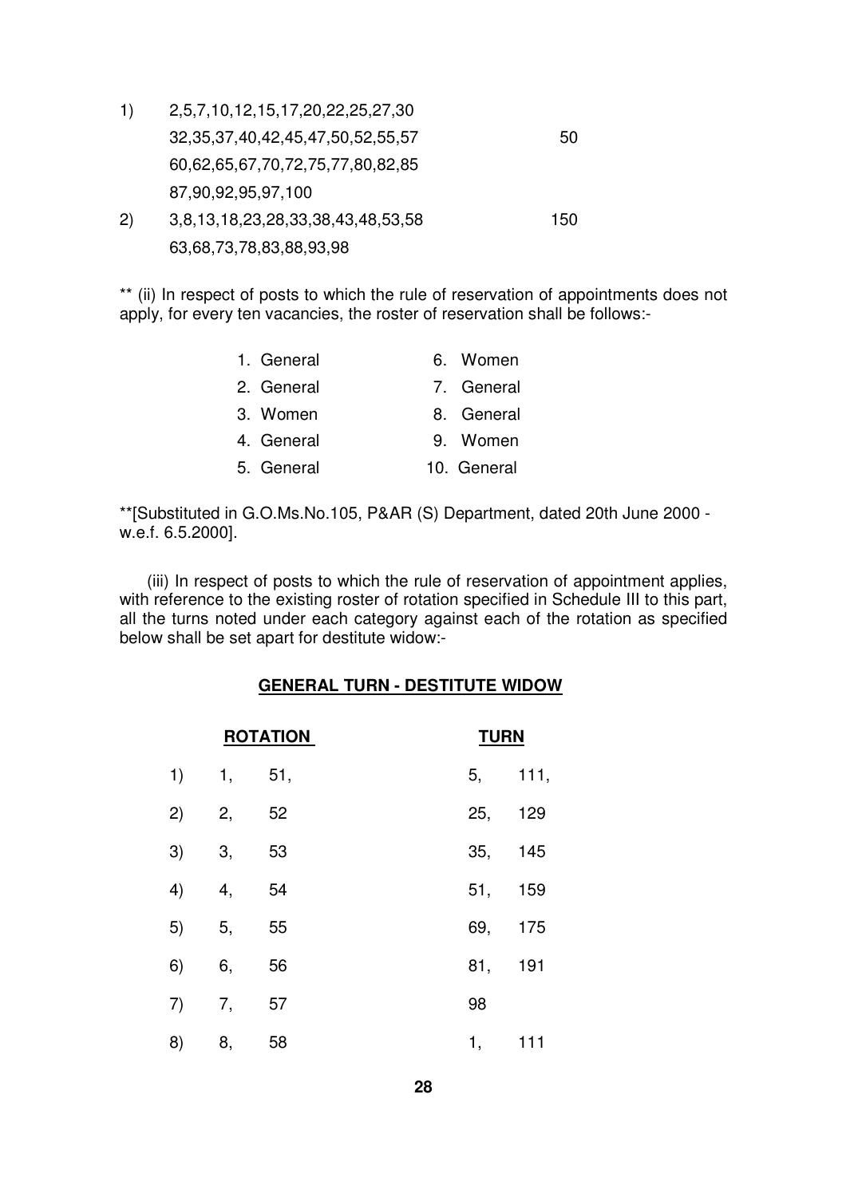| | | |
|---|---|---|
| 1) | 2,5,7,10,12,15,17,20,22,25,27,30<br>32,35,37,40,42,45,47,50,52,55,57<br>60,62,65,67,70,72,75,77,80,82,85<br>87,90,92,95,97,100 | 50 |
| 2) | 3,8,13,18,23,28,33,38,43,48,53,58<br>63,68,73,78,83,88,93,98 | 150 |

** (ii) In respect of posts to which the rule of reservation of appointments does not apply, for every ten vacancies, the roster of reservation shall be follows:-

| | |
|---|---|
| 1. General | 6. Women |
| 2. General | 7. General |
| 3. Women | 8. General |
| 4. General | 9. Women |
| 5. General | 10. General |

**[Substituted in G.O.Ms.No.105, P&AR (S) Department, dated 20th June 2000 - w.e.f. 6.5.2000].

(iii) In respect of posts to which the rule of reservation of appointment applies, with reference to the existing roster of rotation specified in Schedule III to this part, all the turns noted under each category against each of the rotation as specified below shall be set apart for destitute widow:-

**GENERAL TURN - DESTITUTE WIDOW**

| | ROTATION | | TURN | |
|---|---|---|---|---|
| 1) | 1, | 51, | 5, | 111, |
| 2) | 2, | 52 | 25, | 129 |
| 3) | 3, | 53 | 35, | 145 |
| 4) | 4, | 54 | 51, | 159 |
| 5) | 5, | 55 | 69, | 175 |
| 6) | 6, | 56 | 81, | 191 |
| 7) | 7, | 57 | 98 | |
| 8) | 8, | 58 | 1, | 111 |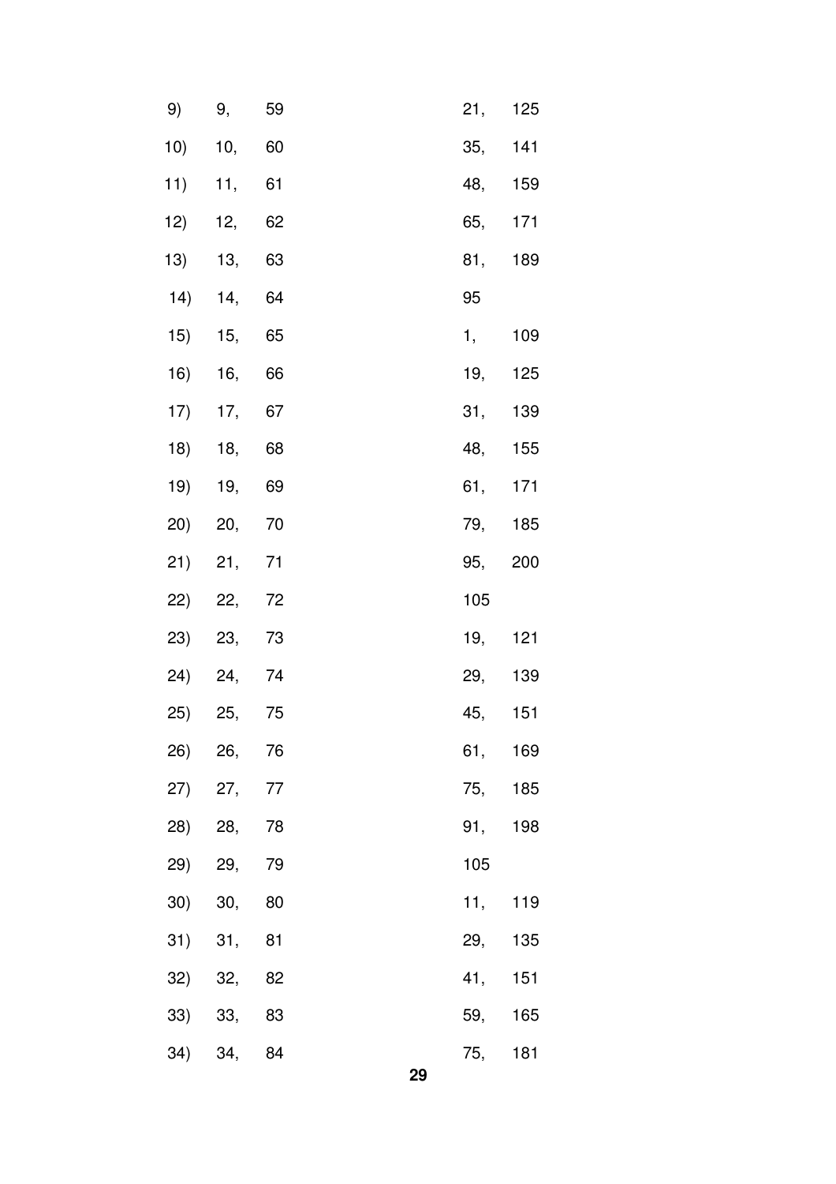9) 9, 59

10) 10, 60

11) 11, 61

12) 12, 62

13) 13, 63

14) 14, 64

15) 15, 65

16) 16, 66

17) 17, 67

18) 18, 68

19) 19, 69

20) 20, 70

21) 21, 71

22) 22, 72

23) 23, 73

24) 24, 74

25) 25, 75

26) 26, 76

27) 27, 77

28) 28, 78

29) 29, 79

30) 30, 80

31) 31, 81

32) 32, 82

33) 33, 83

34) 34, 84

21, 125

35, 141

48, 159

65, 171

81, 189

95

1, 109

19, 125

31, 139

48, 155

61, 171

79, 185

95, 200

105

19, 121

29, 139

45, 151

61, 169

75, 185

91, 198

105

11, 119

29, 135

41, 151

59, 165

75, 181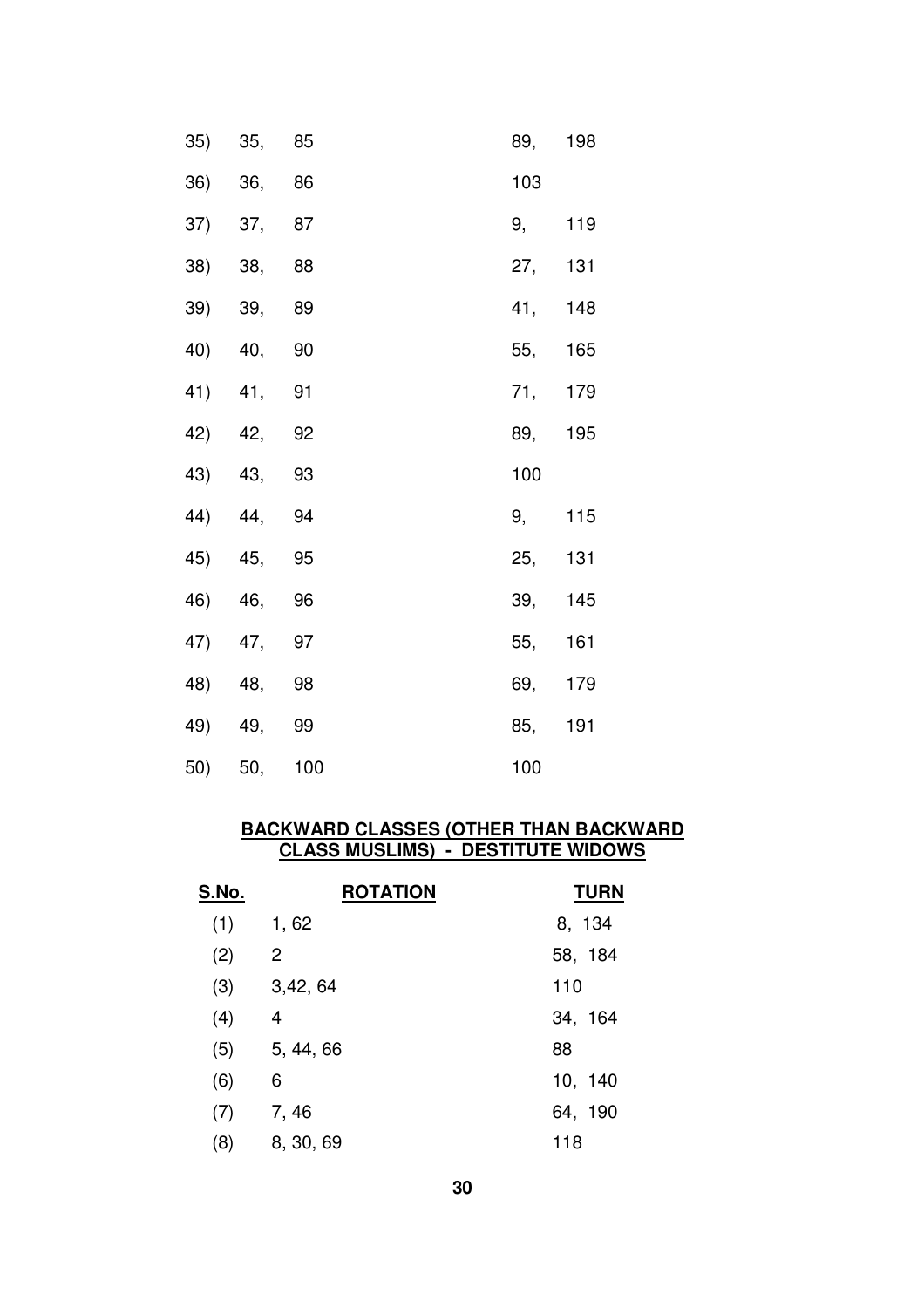| | | |
|---|---|---|
| 35) | 35, 85 | 89, 198 |
| 36) | 36, 86 | 103 |
| 37) | 37, 87 | 9, 119 |
| 38) | 38, 88 | 27, 131 |
| 39) | 39, 89 | 41, 148 |
| 40) | 40, 90 | 55, 165 |
| 41) | 41, 91 | 71, 179 |
| 42) | 42, 92 | 89, 195 |
| 43) | 43, 93 | 100 |
| 44) | 44, 94 | 9, 115 |
| 45) | 45, 95 | 25, 131 |
| 46) | 46, 96 | 39, 145 |
| 47) | 47, 97 | 55, 161 |
| 48) | 48, 98 | 69, 179 |
| 49) | 49, 99 | 85, 191 |
| 50) | 50, 100 | 100 |

**BACKWARD CLASSES (OTHER THAN BACKWARD CLASS MUSLIMS) - DESTITUTE WIDOWS**

| S.No. | ROTATION | TURN |
|---|---|---|
| (1) | 1, 62 | 8, 134 |
| (2) | 2 | 58, 184 |
| (3) | 3,42, 64 | 110 |
| (4) | 4 | 34, 164 |
| (5) | 5, 44, 66 | 88 |
| (6) | 6 | 10, 140 |
| (7) | 7, 46 | 64, 190 |
| (8) | 8, 30, 69 | 118 |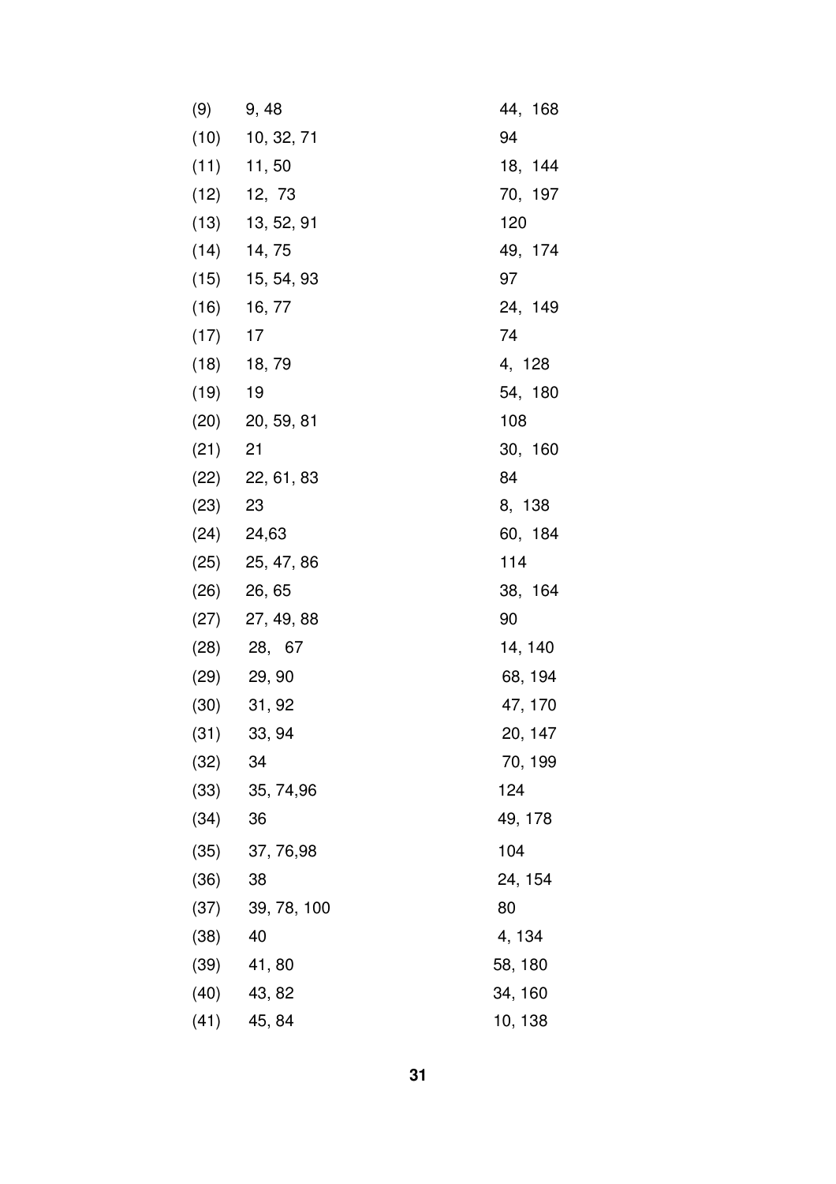| | | |
|---|---|---|
| (9) | 9, 48 | 44, 168 |
| (10) | 10, 32, 71 | 94 |
| (11) | 11, 50 | 18, 144 |
| (12) | 12, 73 | 70, 197 |
| (13) | 13, 52, 91 | 120 |
| (14) | 14, 75 | 49, 174 |
| (15) | 15, 54, 93 | 97 |
| (16) | 16, 77 | 24, 149 |
| (17) | 17 | 74 |
| (18) | 18, 79 | 4, 128 |
| (19) | 19 | 54, 180 |
| (20) | 20, 59, 81 | 108 |
| (21) | 21 | 30, 160 |
| (22) | 22, 61, 83 | 84 |
| (23) | 23 | 8, 138 |
| (24) | 24,63 | 60, 184 |
| (25) | 25, 47, 86 | 114 |
| (26) | 26, 65 | 38, 164 |
| (27) | 27, 49, 88 | 90 |
| (28) | 28, 67 | 14, 140 |
| (29) | 29, 90 | 68, 194 |
| (30) | 31, 92 | 47, 170 |
| (31) | 33, 94 | 20, 147 |
| (32) | 34 | 70, 199 |
| (33) | 35, 74,96 | 124 |
| (34) | 36 | 49, 178 |
| (35) | 37, 76,98 | 104 |
| (36) | 38 | 24, 154 |
| (37) | 39, 78, 100 | 80 |
| (38) | 40 | 4, 134 |
| (39) | 41, 80 | 58, 180 |
| (40) | 43, 82 | 34, 160 |
| (41) | 45, 84 | 10, 138 |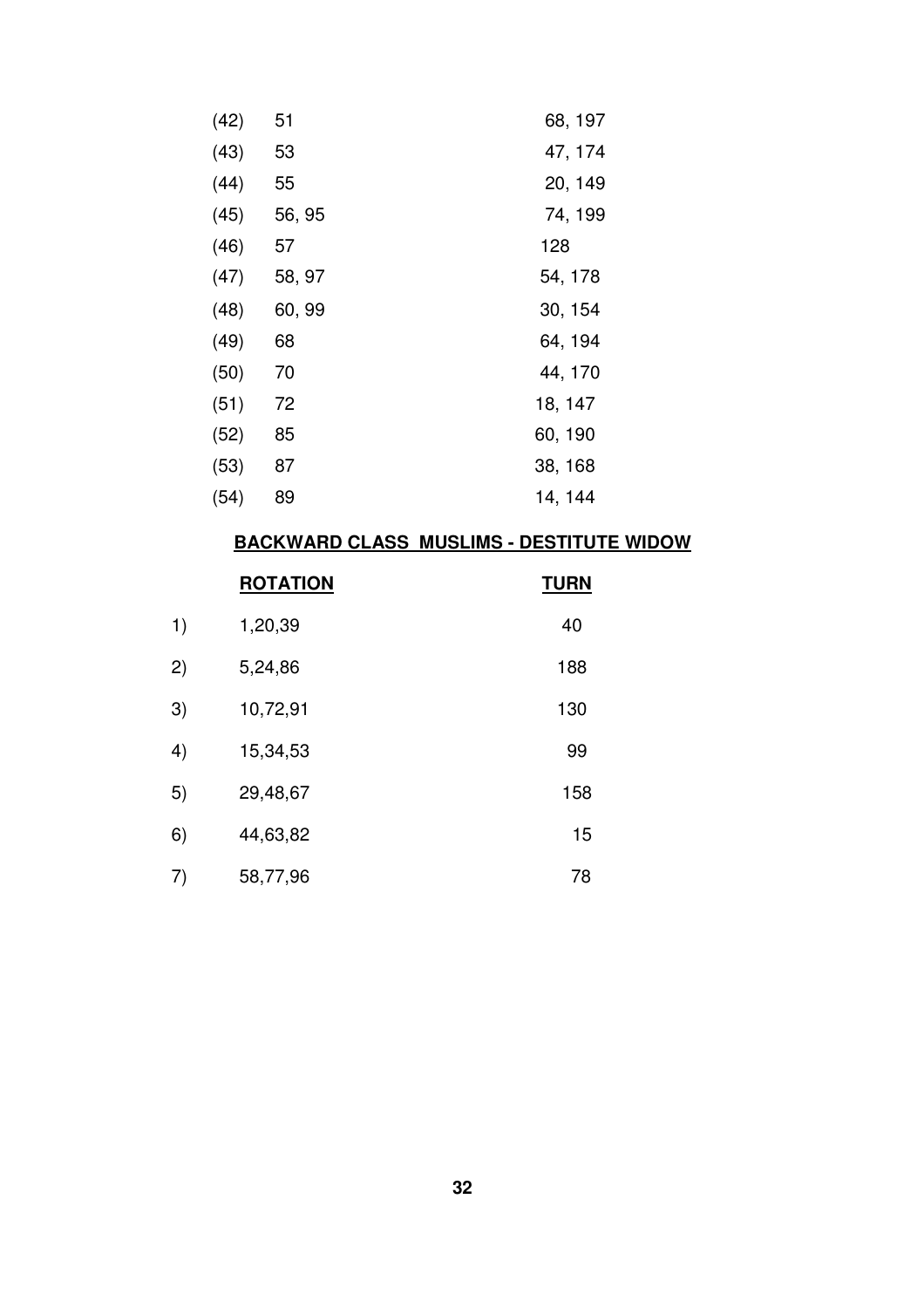| | | |
|---|---|---|
| (42) | 51 | 68, 197 |
| (43) | 53 | 47, 174 |
| (44) | 55 | 20, 149 |
| (45) | 56, 95 | 74, 199 |
| (46) | 57 | 128 |
| (47) | 58, 97 | 54, 178 |
| (48) | 60, 99 | 30, 154 |
| (49) | 68 | 64, 194 |
| (50) | 70 | 44, 170 |
| (51) | 72 | 18, 147 |
| (52) | 85 | 60, 190 |
| (53) | 87 | 38, 168 |
| (54) | 89 | 14, 144 |

**BACKWARD CLASS MUSLIMS - DESTITUTE WIDOW**

| | **ROTATION** | **TURN** |
|---|---|---|
| 1) | 1,20,39 | 40 |
| 2) | 5,24,86 | 188 |
| 3) | 10,72,91 | 130 |
| 4) | 15,34,53 | 99 |
| 5) | 29,48,67 | 158 |
| 6) | 44,63,82 | 15 |
| 7) | 58,77,96 | 78 |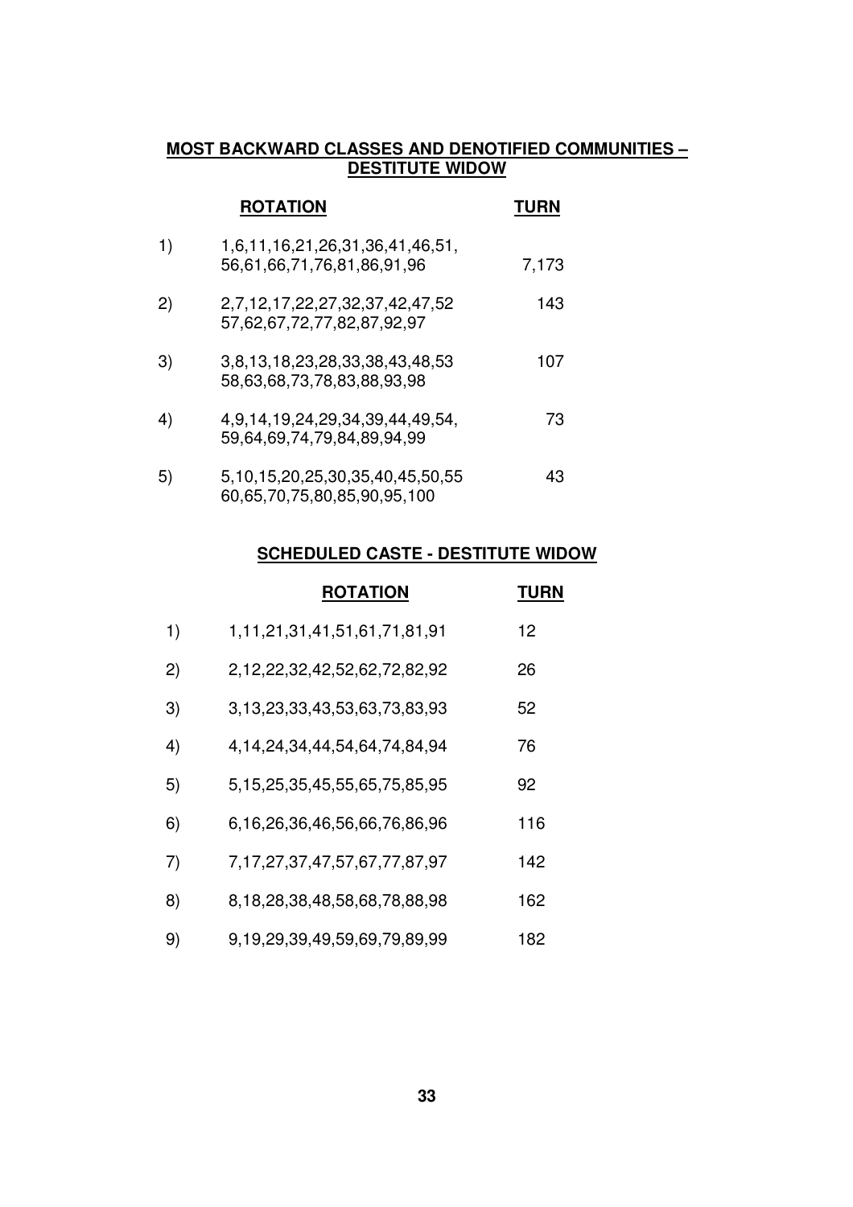**MOST BACKWARD CLASSES AND DENOTIFIED COMMUNITIES – DESTITUTE WIDOW**

| | ROTATION | TURN |
|---|---|---|
| 1) | 1,6,11,16,21,26,31,36,41,46,51, 56,61,66,71,76,81,86,91,96 | 7,173 |
| 2) | 2,7,12,17,22,27,32,37,42,47,52 57,62,67,72,77,82,87,92,97 | 143 |
| 3) | 3,8,13,18,23,28,33,38,43,48,53 58,63,68,73,78,83,88,93,98 | 107 |
| 4) | 4,9,14,19,24,29,34,39,44,49,54, 59,64,69,74,79,84,89,94,99 | 73 |
| 5) | 5,10,15,20,25,30,35,40,45,50,55 60,65,70,75,80,85,90,95,100 | 43 |

**SCHEDULED CASTE - DESTITUTE WIDOW**

| | ROTATION | TURN |
|---|---|---|
| 1) | 1,11,21,31,41,51,61,71,81,91 | 12 |
| 2) | 2,12,22,32,42,52,62,72,82,92 | 26 |
| 3) | 3,13,23,33,43,53,63,73,83,93 | 52 |
| 4) | 4,14,24,34,44,54,64,74,84,94 | 76 |
| 5) | 5,15,25,35,45,55,65,75,85,95 | 92 |
| 6) | 6,16,26,36,46,56,66,76,86,96 | 116 |
| 7) | 7,17,27,37,47,57,67,77,87,97 | 142 |
| 8) | 8,18,28,38,48,58,68,78,88,98 | 162 |
| 9) | 9,19,29,39,49,59,69,79,89,99 | 182 |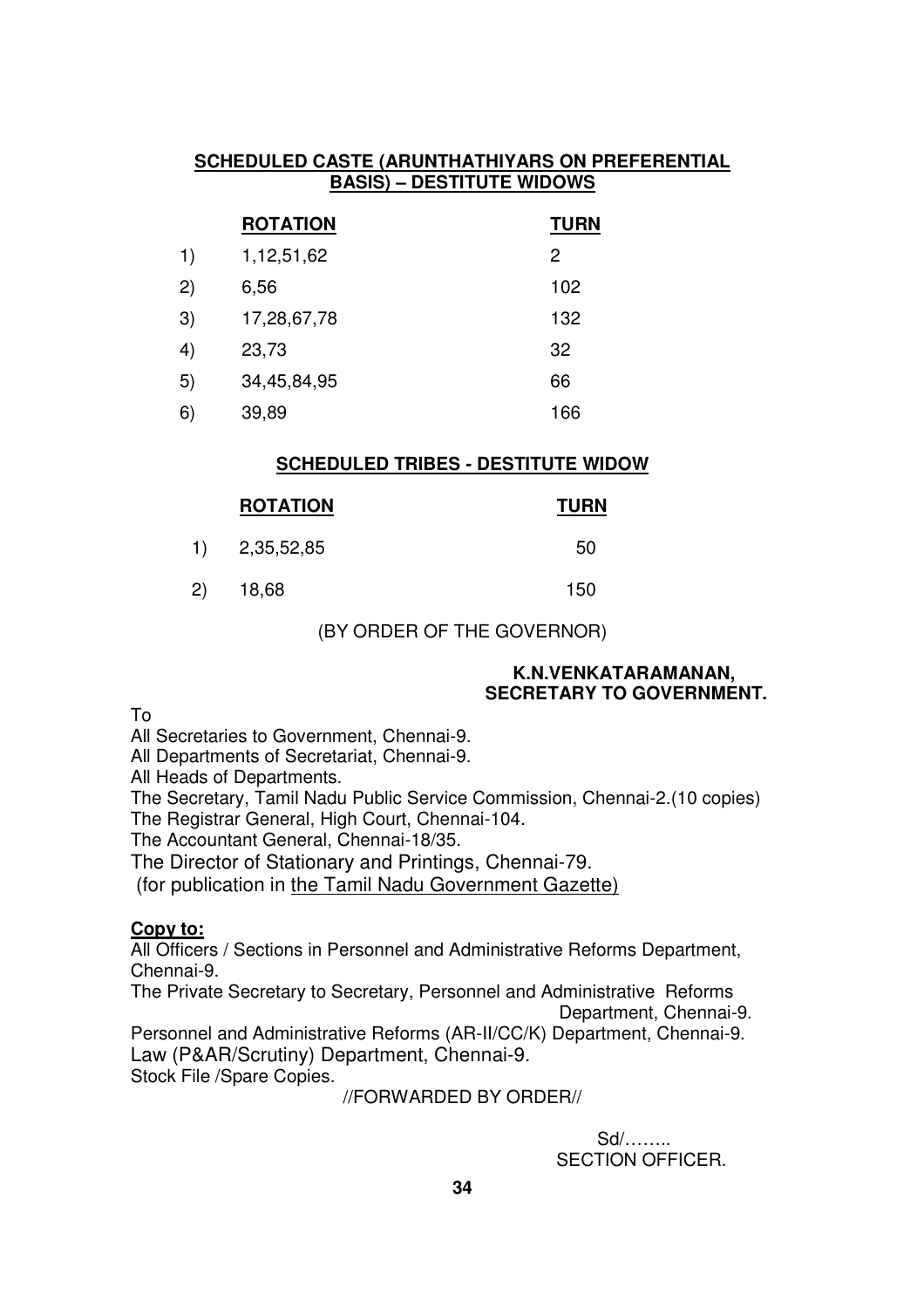**SCHEDULED CASTE (ARUNTHATHIYARS ON PREFERENTIAL BASIS) – DESTITUTE WIDOWS**

| | ROTATION | TURN |
|---|---|---|
| 1) | 1,12,51,62 | 2 |
| 2) | 6,56 | 102 |
| 3) | 17,28,67,78 | 132 |
| 4) | 23,73 | 32 |
| 5) | 34,45,84,95 | 66 |
| 6) | 39,89 | 166 |

**SCHEDULED TRIBES - DESTITUTE WIDOW**

| | ROTATION | TURN |
|---|---|---|
| 1) | 2,35,52,85 | 50 |
| 2) | 18,68 | 150 |

(BY ORDER OF THE GOVERNOR)

**K.N.VENKATARAMANAN,**
**SECRETARY TO GOVERNMENT.**

To
All Secretaries to Government, Chennai-9.
All Departments of Secretariat, Chennai-9.
All Heads of Departments.
The Secretary, Tamil Nadu Public Service Commission, Chennai-2.(10 copies)
The Registrar General, High Court, Chennai-104.
The Accountant General, Chennai-18/35.
The Director of Stationary and Printings, Chennai-79.
(for publication in the Tamil Nadu Government Gazette)

**Copy to:**
All Officers / Sections in Personnel and Administrative Reforms Department, Chennai-9.
The Private Secretary to Secretary, Personnel and Administrative Reforms Department, Chennai-9.
Personnel and Administrative Reforms (AR-II/CC/K) Department, Chennai-9.
Law (P&AR/Scrutiny) Department, Chennai-9.
Stock File /Spare Copies.

//FORWARDED BY ORDER//

Sd/……..
SECTION OFFICER.